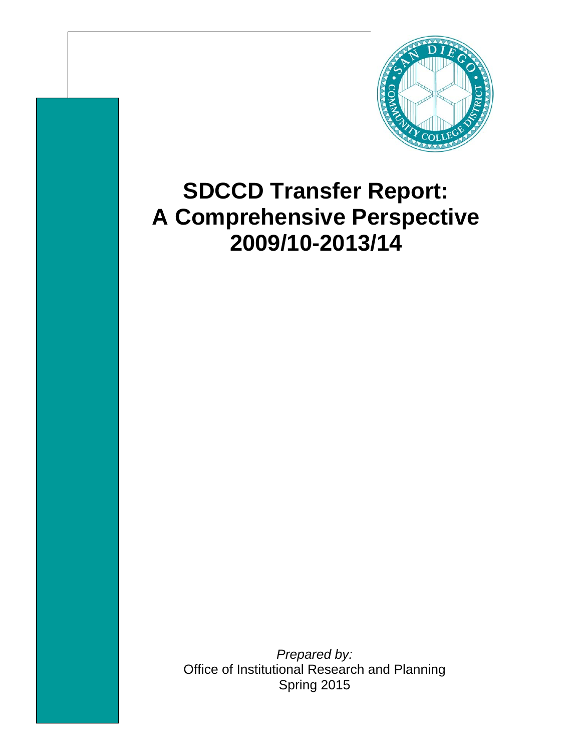# SDCCD Transfer Report: A Comprehensive Perspective 2009/10-2013/14

*Prepared by:*
Office of Institutional Research and Planning
Spring 2015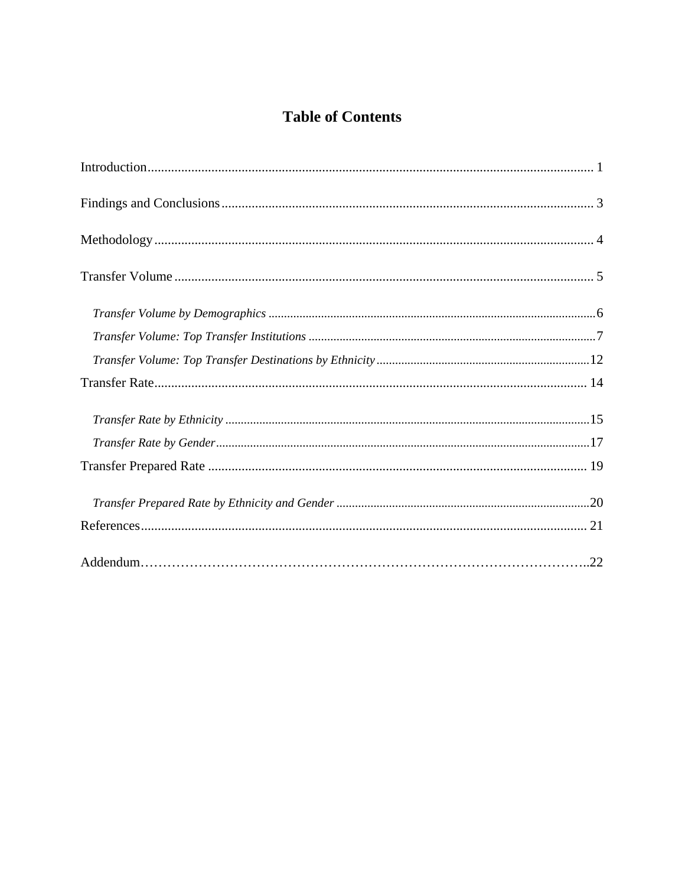# Table of Contents

Introduction ........................................................................................................................... 1

Findings and Conclusions ........................................................................................................... 3

Methodology ........................................................................................................................... 4

Transfer Volume ........................................................................................................................... 5

*Transfer Volume by Demographics* ........................................................................................................................... 6

*Transfer Volume: Top Transfer Institutions* ........................................................................................................................... 7

*Transfer Volume: Top Transfer Destinations by Ethnicity* ........................................................................................................................... 12

Transfer Rate ........................................................................................................................... 14

*Transfer Rate by Ethnicity* ........................................................................................................................... 15

*Transfer Rate by Gender* ........................................................................................................................... 17

Transfer Prepared Rate ........................................................................................................................... 19

*Transfer Prepared Rate by Ethnicity and Gender* ........................................................................................................................... 20

References ........................................................................................................................... 21

Addendum……………………………………………………………………………………..22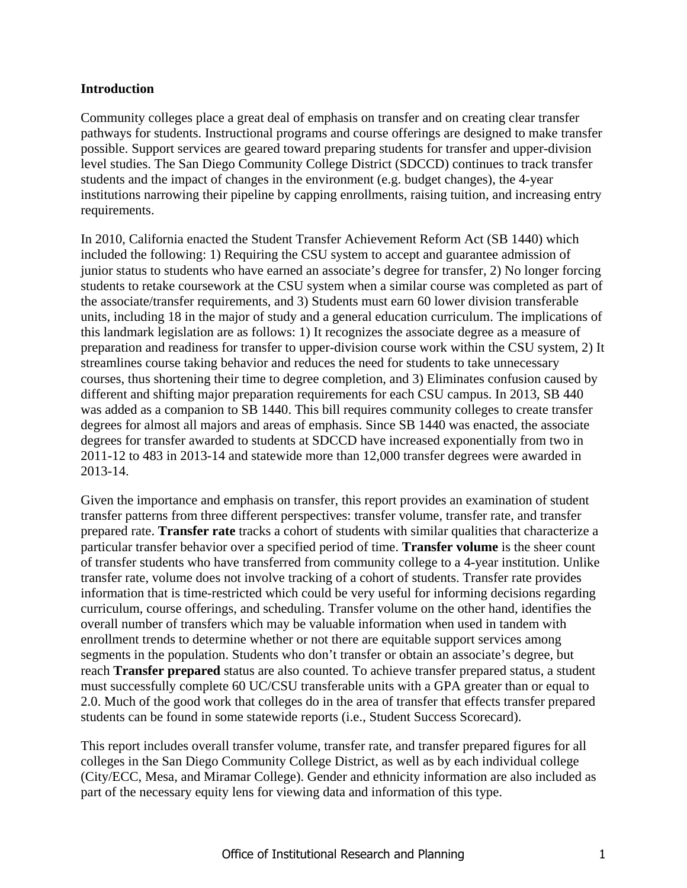## Introduction

Community colleges place a great deal of emphasis on transfer and on creating clear transfer pathways for students. Instructional programs and course offerings are designed to make transfer possible. Support services are geared toward preparing students for transfer and upper-division level studies. The San Diego Community College District (SDCCD) continues to track transfer students and the impact of changes in the environment (e.g. budget changes), the 4-year institutions narrowing their pipeline by capping enrollments, raising tuition, and increasing entry requirements.

In 2010, California enacted the Student Transfer Achievement Reform Act (SB 1440) which included the following: 1) Requiring the CSU system to accept and guarantee admission of junior status to students who have earned an associate's degree for transfer, 2) No longer forcing students to retake coursework at the CSU system when a similar course was completed as part of the associate/transfer requirements, and 3) Students must earn 60 lower division transferable units, including 18 in the major of study and a general education curriculum. The implications of this landmark legislation are as follows: 1) It recognizes the associate degree as a measure of preparation and readiness for transfer to upper-division course work within the CSU system, 2) It streamlines course taking behavior and reduces the need for students to take unnecessary courses, thus shortening their time to degree completion, and 3) Eliminates confusion caused by different and shifting major preparation requirements for each CSU campus. In 2013, SB 440 was added as a companion to SB 1440. This bill requires community colleges to create transfer degrees for almost all majors and areas of emphasis. Since SB 1440 was enacted, the associate degrees for transfer awarded to students at SDCCD have increased exponentially from two in 2011-12 to 483 in 2013-14 and statewide more than 12,000 transfer degrees were awarded in 2013-14.

Given the importance and emphasis on transfer, this report provides an examination of student transfer patterns from three different perspectives: transfer volume, transfer rate, and transfer prepared rate. **Transfer rate** tracks a cohort of students with similar qualities that characterize a particular transfer behavior over a specified period of time. **Transfer volume** is the sheer count of transfer students who have transferred from community college to a 4-year institution. Unlike transfer rate, volume does not involve tracking of a cohort of students. Transfer rate provides information that is time-restricted which could be very useful for informing decisions regarding curriculum, course offerings, and scheduling. Transfer volume on the other hand, identifies the overall number of transfers which may be valuable information when used in tandem with enrollment trends to determine whether or not there are equitable support services among segments in the population. Students who don't transfer or obtain an associate's degree, but reach **Transfer prepared** status are also counted. To achieve transfer prepared status, a student must successfully complete 60 UC/CSU transferable units with a GPA greater than or equal to 2.0. Much of the good work that colleges do in the area of transfer that effects transfer prepared students can be found in some statewide reports (i.e., Student Success Scorecard).

This report includes overall transfer volume, transfer rate, and transfer prepared figures for all colleges in the San Diego Community College District, as well as by each individual college (City/ECC, Mesa, and Miramar College). Gender and ethnicity information are also included as part of the necessary equity lens for viewing data and information of this type.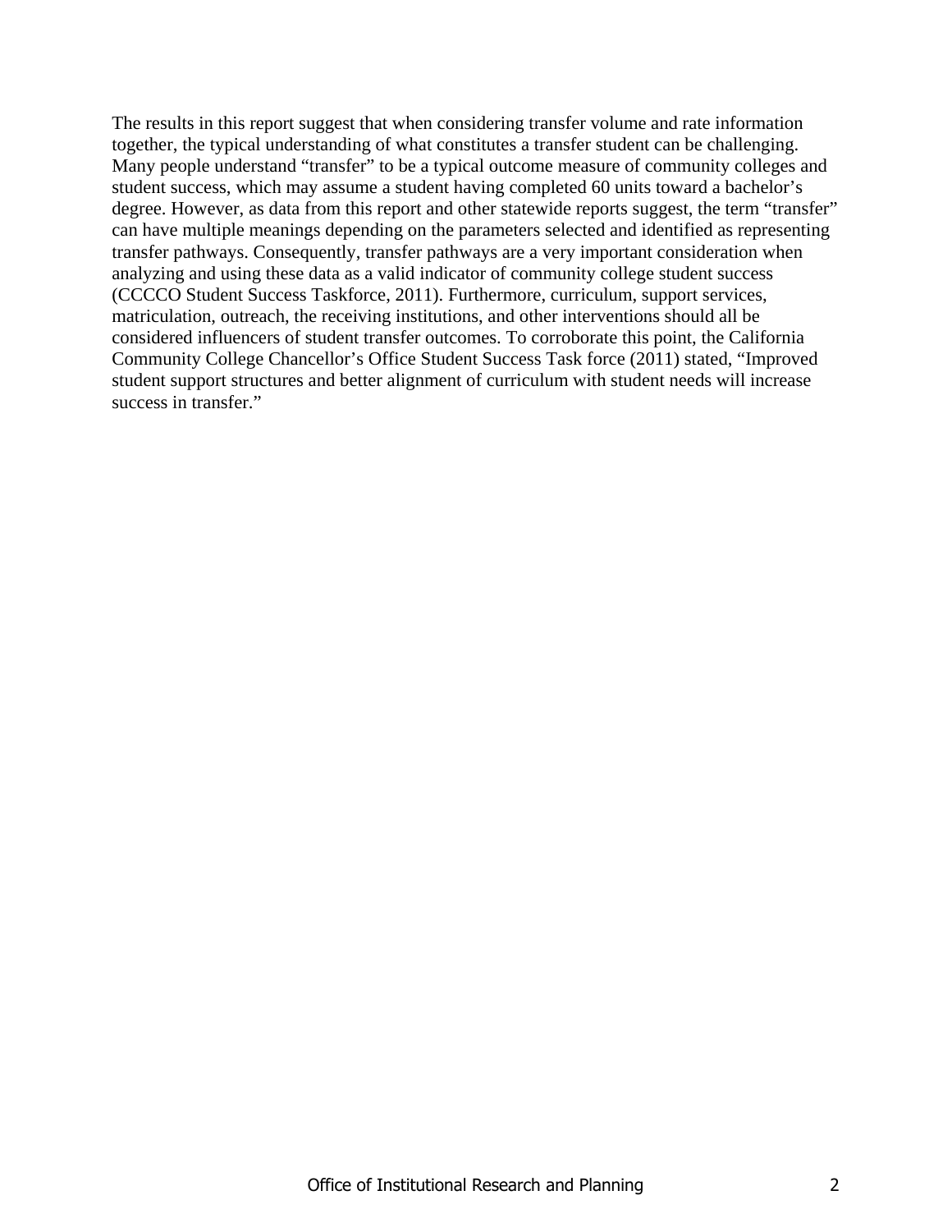The results in this report suggest that when considering transfer volume and rate information together, the typical understanding of what constitutes a transfer student can be challenging. Many people understand "transfer" to be a typical outcome measure of community colleges and student success, which may assume a student having completed 60 units toward a bachelor's degree. However, as data from this report and other statewide reports suggest, the term "transfer" can have multiple meanings depending on the parameters selected and identified as representing transfer pathways. Consequently, transfer pathways are a very important consideration when analyzing and using these data as a valid indicator of community college student success (CCCCO Student Success Taskforce, 2011). Furthermore, curriculum, support services, matriculation, outreach, the receiving institutions, and other interventions should all be considered influencers of student transfer outcomes. To corroborate this point, the California Community College Chancellor's Office Student Success Task force (2011) stated, "Improved student support structures and better alignment of curriculum with student needs will increase success in transfer."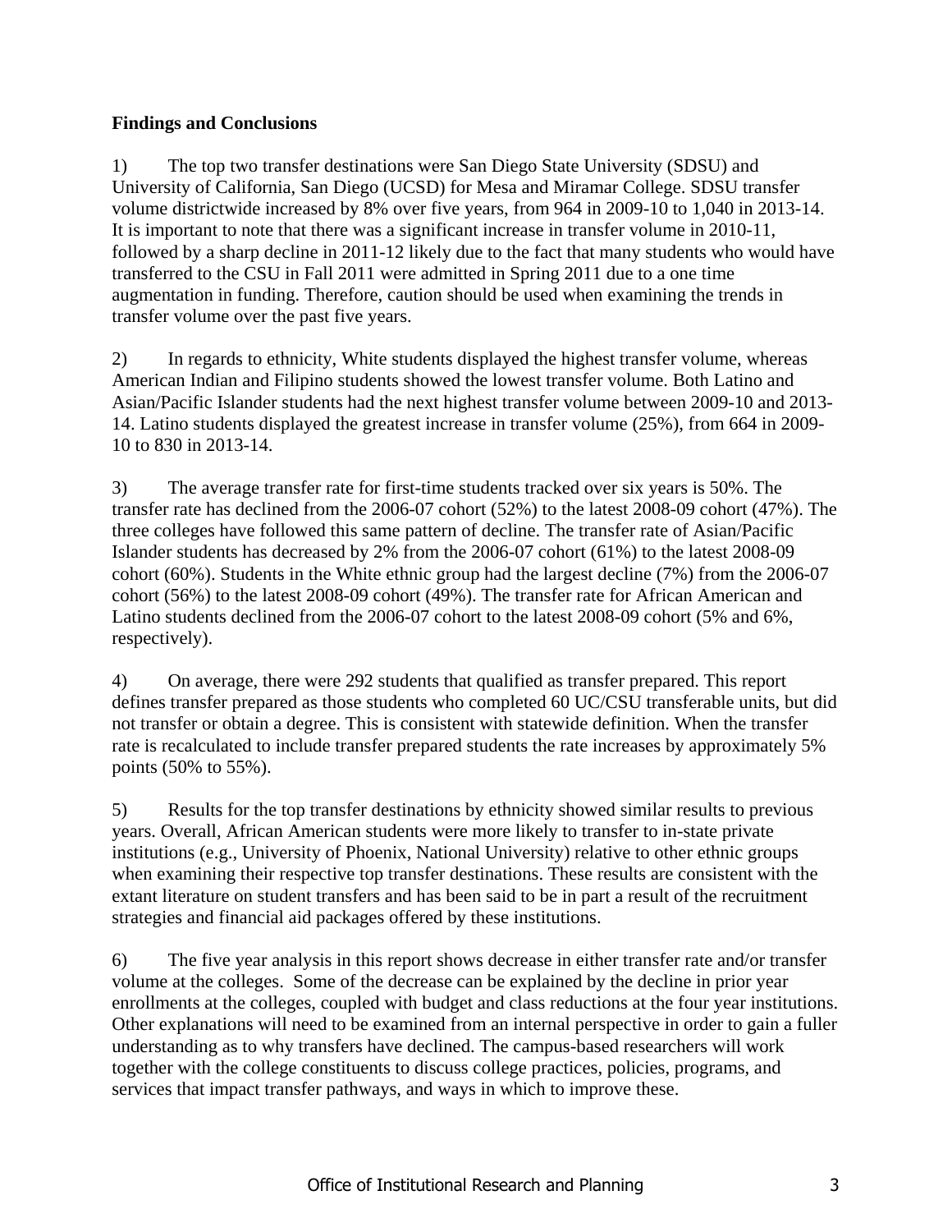**Findings and Conclusions**

1) The top two transfer destinations were San Diego State University (SDSU) and University of California, San Diego (UCSD) for Mesa and Miramar College. SDSU transfer volume districtwide increased by 8% over five years, from 964 in 2009-10 to 1,040 in 2013-14. It is important to note that there was a significant increase in transfer volume in 2010-11, followed by a sharp decline in 2011-12 likely due to the fact that many students who would have transferred to the CSU in Fall 2011 were admitted in Spring 2011 due to a one time augmentation in funding. Therefore, caution should be used when examining the trends in transfer volume over the past five years.

2) In regards to ethnicity, White students displayed the highest transfer volume, whereas American Indian and Filipino students showed the lowest transfer volume. Both Latino and Asian/Pacific Islander students had the next highest transfer volume between 2009-10 and 2013-14. Latino students displayed the greatest increase in transfer volume (25%), from 664 in 2009-10 to 830 in 2013-14.

3) The average transfer rate for first-time students tracked over six years is 50%. The transfer rate has declined from the 2006-07 cohort (52%) to the latest 2008-09 cohort (47%). The three colleges have followed this same pattern of decline. The transfer rate of Asian/Pacific Islander students has decreased by 2% from the 2006-07 cohort (61%) to the latest 2008-09 cohort (60%). Students in the White ethnic group had the largest decline (7%) from the 2006-07 cohort (56%) to the latest 2008-09 cohort (49%). The transfer rate for African American and Latino students declined from the 2006-07 cohort to the latest 2008-09 cohort (5% and 6%, respectively).

4) On average, there were 292 students that qualified as transfer prepared. This report defines transfer prepared as those students who completed 60 UC/CSU transferable units, but did not transfer or obtain a degree. This is consistent with statewide definition. When the transfer rate is recalculated to include transfer prepared students the rate increases by approximately 5% points (50% to 55%).

5) Results for the top transfer destinations by ethnicity showed similar results to previous years. Overall, African American students were more likely to transfer to in-state private institutions (e.g., University of Phoenix, National University) relative to other ethnic groups when examining their respective top transfer destinations. These results are consistent with the extant literature on student transfers and has been said to be in part a result of the recruitment strategies and financial aid packages offered by these institutions.

6) The five year analysis in this report shows decrease in either transfer rate and/or transfer volume at the colleges. Some of the decrease can be explained by the decline in prior year enrollments at the colleges, coupled with budget and class reductions at the four year institutions. Other explanations will need to be examined from an internal perspective in order to gain a fuller understanding as to why transfers have declined. The campus-based researchers will work together with the college constituents to discuss college practices, policies, programs, and services that impact transfer pathways, and ways in which to improve these.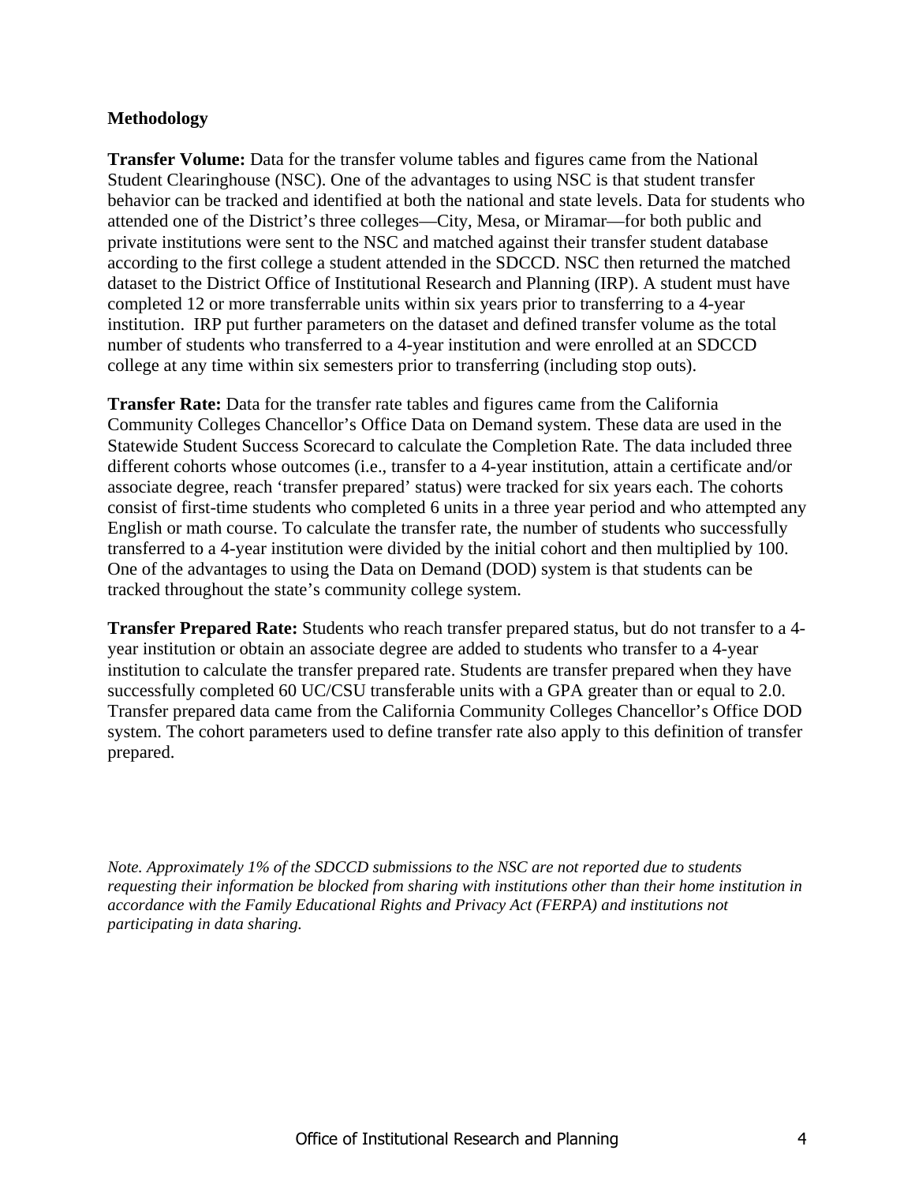**Methodology**

**Transfer Volume:** Data for the transfer volume tables and figures came from the National Student Clearinghouse (NSC). One of the advantages to using NSC is that student transfer behavior can be tracked and identified at both the national and state levels. Data for students who attended one of the District's three colleges—City, Mesa, or Miramar—for both public and private institutions were sent to the NSC and matched against their transfer student database according to the first college a student attended in the SDCCD. NSC then returned the matched dataset to the District Office of Institutional Research and Planning (IRP). A student must have completed 12 or more transferrable units within six years prior to transferring to a 4-year institution. IRP put further parameters on the dataset and defined transfer volume as the total number of students who transferred to a 4-year institution and were enrolled at an SDCCD college at any time within six semesters prior to transferring (including stop outs).

**Transfer Rate:** Data for the transfer rate tables and figures came from the California Community Colleges Chancellor's Office Data on Demand system. These data are used in the Statewide Student Success Scorecard to calculate the Completion Rate. The data included three different cohorts whose outcomes (i.e., transfer to a 4-year institution, attain a certificate and/or associate degree, reach 'transfer prepared' status) were tracked for six years each. The cohorts consist of first-time students who completed 6 units in a three year period and who attempted any English or math course. To calculate the transfer rate, the number of students who successfully transferred to a 4-year institution were divided by the initial cohort and then multiplied by 100. One of the advantages to using the Data on Demand (DOD) system is that students can be tracked throughout the state's community college system.

**Transfer Prepared Rate:** Students who reach transfer prepared status, but do not transfer to a 4-year institution or obtain an associate degree are added to students who transfer to a 4-year institution to calculate the transfer prepared rate. Students are transfer prepared when they have successfully completed 60 UC/CSU transferable units with a GPA greater than or equal to 2.0. Transfer prepared data came from the California Community Colleges Chancellor's Office DOD system. The cohort parameters used to define transfer rate also apply to this definition of transfer prepared.

*Note. Approximately 1% of the SDCCD submissions to the NSC are not reported due to students requesting their information be blocked from sharing with institutions other than their home institution in accordance with the Family Educational Rights and Privacy Act (FERPA) and institutions not participating in data sharing.*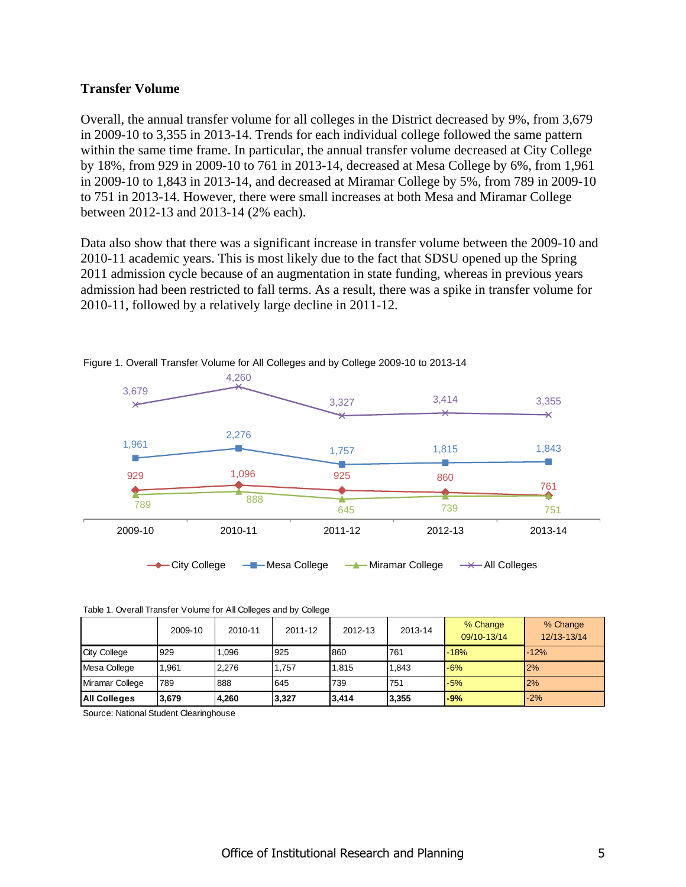### Transfer Volume

Overall, the annual transfer volume for all colleges in the District decreased by 9%, from 3,679 in 2009-10 to 3,355 in 2013-14. Trends for each individual college followed the same pattern within the same time frame. In particular, the annual transfer volume decreased at City College by 18%, from 929 in 2009-10 to 761 in 2013-14, decreased at Mesa College by 6%, from 1,961 in 2009-10 to 1,843 in 2013-14, and decreased at Miramar College by 5%, from 789 in 2009-10 to 751 in 2013-14. However, there were small increases at both Mesa and Miramar College between 2012-13 and 2013-14 (2% each).

Data also show that there was a significant increase in transfer volume between the 2009-10 and 2010-11 academic years. This is most likely due to the fact that SDSU opened up the Spring 2011 admission cycle because of an augmentation in state funding, whereas in previous years admission had been restricted to fall terms. As a result, there was a spike in transfer volume for 2010-11, followed by a relatively large decline in 2011-12.

Figure 1. Overall Transfer Volume for All Colleges and by College 2009-10 to 2013-14

| | 2009-10 | 2010-11 | 2011-12 | 2012-13 | 2013-14 |
|---|---|---|---|---|---|
| City College | 929 | 1,096 | 925 | 860 | 761 |
| Mesa College | 1,961 | 2,276 | 1,757 | 1,815 | 1,843 |
| Miramar College | 789 | 888 | 645 | 739 | 751 |
| All Colleges | 3,679 | 4,260 | 3,327 | 3,414 | 3,355 |

Table 1. Overall Transfer Volume for All Colleges and by College

| | 2009-10 | 2010-11 | 2011-12 | 2012-13 | 2013-14 | % Change 09/10-13/14 | % Change 12/13-13/14 |
|---|---|---|---|---|---|---|---|
| City College | 929 | 1,096 | 925 | 860 | 761 | -18% | -12% |
| Mesa College | 1,961 | 2,276 | 1,757 | 1,815 | 1,843 | -6% | 2% |
| Miramar College | 789 | 888 | 645 | 739 | 751 | -5% | 2% |
| **All Colleges** | **3,679** | **4,260** | **3,327** | **3,414** | **3,355** | **-9%** | -2% |

Source: National Student Clearinghouse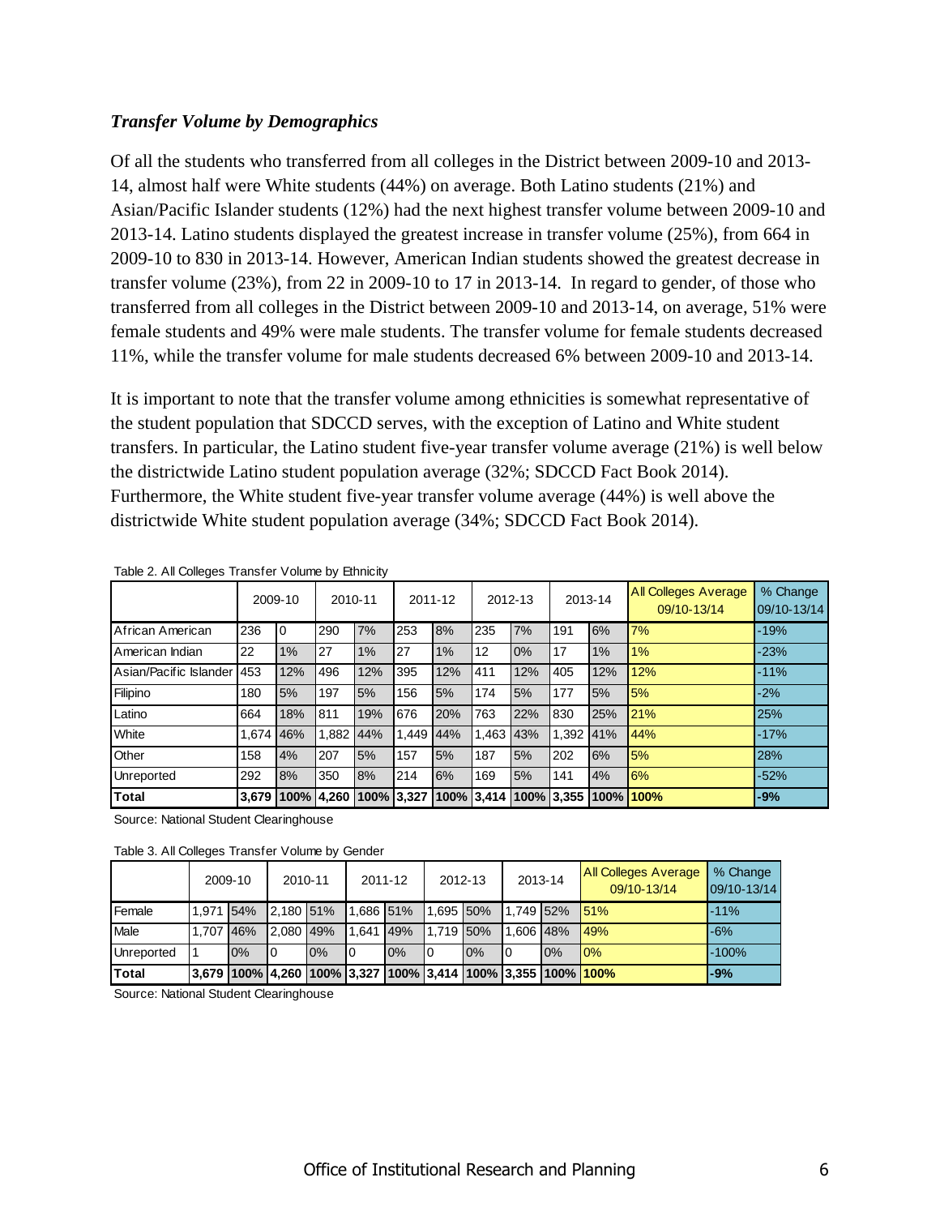### *Transfer Volume by Demographics*

Of all the students who transferred from all colleges in the District between 2009-10 and 2013-14, almost half were White students (44%) on average. Both Latino students (21%) and Asian/Pacific Islander students (12%) had the next highest transfer volume between 2009-10 and 2013-14. Latino students displayed the greatest increase in transfer volume (25%), from 664 in 2009-10 to 830 in 2013-14. However, American Indian students showed the greatest decrease in transfer volume (23%), from 22 in 2009-10 to 17 in 2013-14. In regard to gender, of those who transferred from all colleges in the District between 2009-10 and 2013-14, on average, 51% were female students and 49% were male students. The transfer volume for female students decreased 11%, while the transfer volume for male students decreased 6% between 2009-10 and 2013-14.

It is important to note that the transfer volume among ethnicities is somewhat representative of the student population that SDCCD serves, with the exception of Latino and White student transfers. In particular, the Latino student five-year transfer volume average (21%) is well below the districtwide Latino student population average (32%; SDCCD Fact Book 2014). Furthermore, the White student five-year transfer volume average (44%) is well above the districtwide White student population average (34%; SDCCD Fact Book 2014).

Table 2. All Colleges Transfer Volume by Ethnicity

| | 2009-10 | | 2010-11 | | 2011-12 | | 2012-13 | | 2013-14 | | All Colleges Average 09/10-13/14 | % Change 09/10-13/14 |
|---|---|---|---|---|---|---|---|---|---|---|---|---|
| African American | 236 | 0 | 290 | 7% | 253 | 8% | 235 | 7% | 191 | 6% | 7% | -19% |
| American Indian | 22 | 1% | 27 | 1% | 27 | 1% | 12 | 0% | 17 | 1% | 1% | -23% |
| Asian/Pacific Islander | 453 | 12% | 496 | 12% | 395 | 12% | 411 | 12% | 405 | 12% | 12% | -11% |
| Filipino | 180 | 5% | 197 | 5% | 156 | 5% | 174 | 5% | 177 | 5% | 5% | -2% |
| Latino | 664 | 18% | 811 | 19% | 676 | 20% | 763 | 22% | 830 | 25% | 21% | 25% |
| White | 1,674 | 46% | 1,882 | 44% | 1,449 | 44% | 1,463 | 43% | 1,392 | 41% | 44% | -17% |
| Other | 158 | 4% | 207 | 5% | 157 | 5% | 187 | 5% | 202 | 6% | 5% | 28% |
| Unreported | 292 | 8% | 350 | 8% | 214 | 6% | 169 | 5% | 141 | 4% | 6% | -52% |
| **Total** | **3,679** | **100%** | **4,260** | **100%** | **3,327** | **100%** | **3,414** | **100%** | **3,355** | **100%** | **100%** | **-9%** |

Source: National Student Clearinghouse

Table 3. All Colleges Transfer Volume by Gender

| | 2009-10 | | 2010-11 | | 2011-12 | | 2012-13 | | 2013-14 | | All Colleges Average 09/10-13/14 | % Change 09/10-13/14 |
|---|---|---|---|---|---|---|---|---|---|---|---|---|
| Female | 1,971 | 54% | 2,180 | 51% | 1,686 | 51% | 1,695 | 50% | 1,749 | 52% | 51% | -11% |
| Male | 1,707 | 46% | 2,080 | 49% | 1,641 | 49% | 1,719 | 50% | 1,606 | 48% | 49% | -6% |
| Unreported | 1 | 0% | 0 | 0% | 0 | 0% | 0 | 0% | 0 | 0% | 0% | -100% |
| **Total** | **3,679** | **100%** | **4,260** | **100%** | **3,327** | **100%** | **3,414** | **100%** | **3,355** | **100%** | **100%** | **-9%** |

Source: National Student Clearinghouse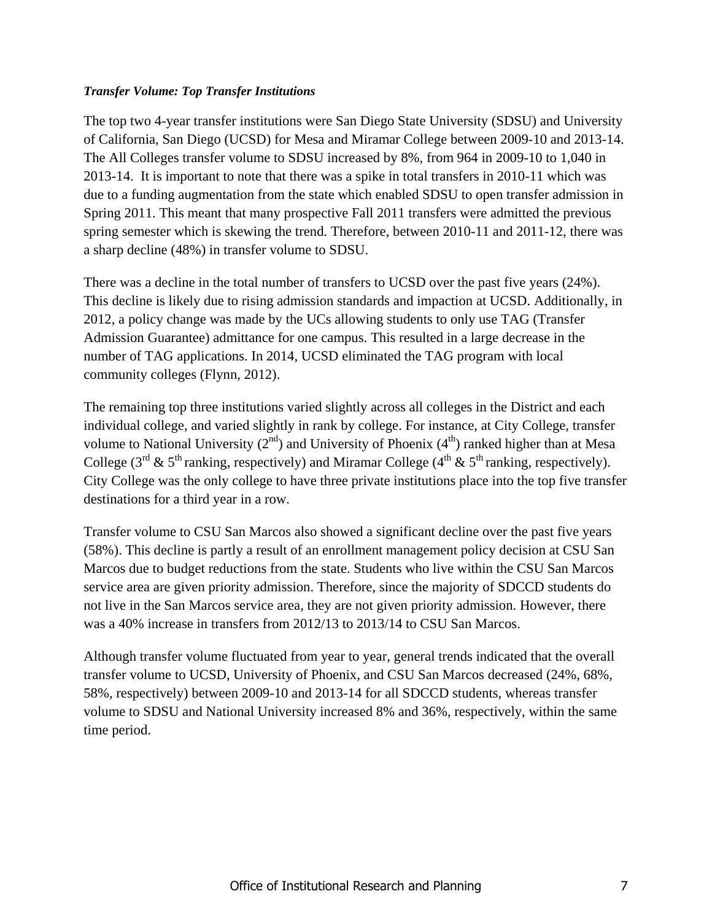***Transfer Volume: Top Transfer Institutions***

The top two 4-year transfer institutions were San Diego State University (SDSU) and University of California, San Diego (UCSD) for Mesa and Miramar College between 2009-10 and 2013-14. The All Colleges transfer volume to SDSU increased by 8%, from 964 in 2009-10 to 1,040 in 2013-14. It is important to note that there was a spike in total transfers in 2010-11 which was due to a funding augmentation from the state which enabled SDSU to open transfer admission in Spring 2011. This meant that many prospective Fall 2011 transfers were admitted the previous spring semester which is skewing the trend. Therefore, between 2010-11 and 2011-12, there was a sharp decline (48%) in transfer volume to SDSU.

There was a decline in the total number of transfers to UCSD over the past five years (24%). This decline is likely due to rising admission standards and impaction at UCSD. Additionally, in 2012, a policy change was made by the UCs allowing students to only use TAG (Transfer Admission Guarantee) admittance for one campus. This resulted in a large decrease in the number of TAG applications. In 2014, UCSD eliminated the TAG program with local community colleges (Flynn, 2012).

The remaining top three institutions varied slightly across all colleges in the District and each individual college, and varied slightly in rank by college. For instance, at City College, transfer volume to National University (2nd) and University of Phoenix (4th) ranked higher than at Mesa College (3rd & 5th ranking, respectively) and Miramar College (4th & 5th ranking, respectively). City College was the only college to have three private institutions place into the top five transfer destinations for a third year in a row.

Transfer volume to CSU San Marcos also showed a significant decline over the past five years (58%). This decline is partly a result of an enrollment management policy decision at CSU San Marcos due to budget reductions from the state. Students who live within the CSU San Marcos service area are given priority admission. Therefore, since the majority of SDCCD students do not live in the San Marcos service area, they are not given priority admission. However, there was a 40% increase in transfers from 2012/13 to 2013/14 to CSU San Marcos.

Although transfer volume fluctuated from year to year, general trends indicated that the overall transfer volume to UCSD, University of Phoenix, and CSU San Marcos decreased (24%, 68%, 58%, respectively) between 2009-10 and 2013-14 for all SDCCD students, whereas transfer volume to SDSU and National University increased 8% and 36%, respectively, within the same time period.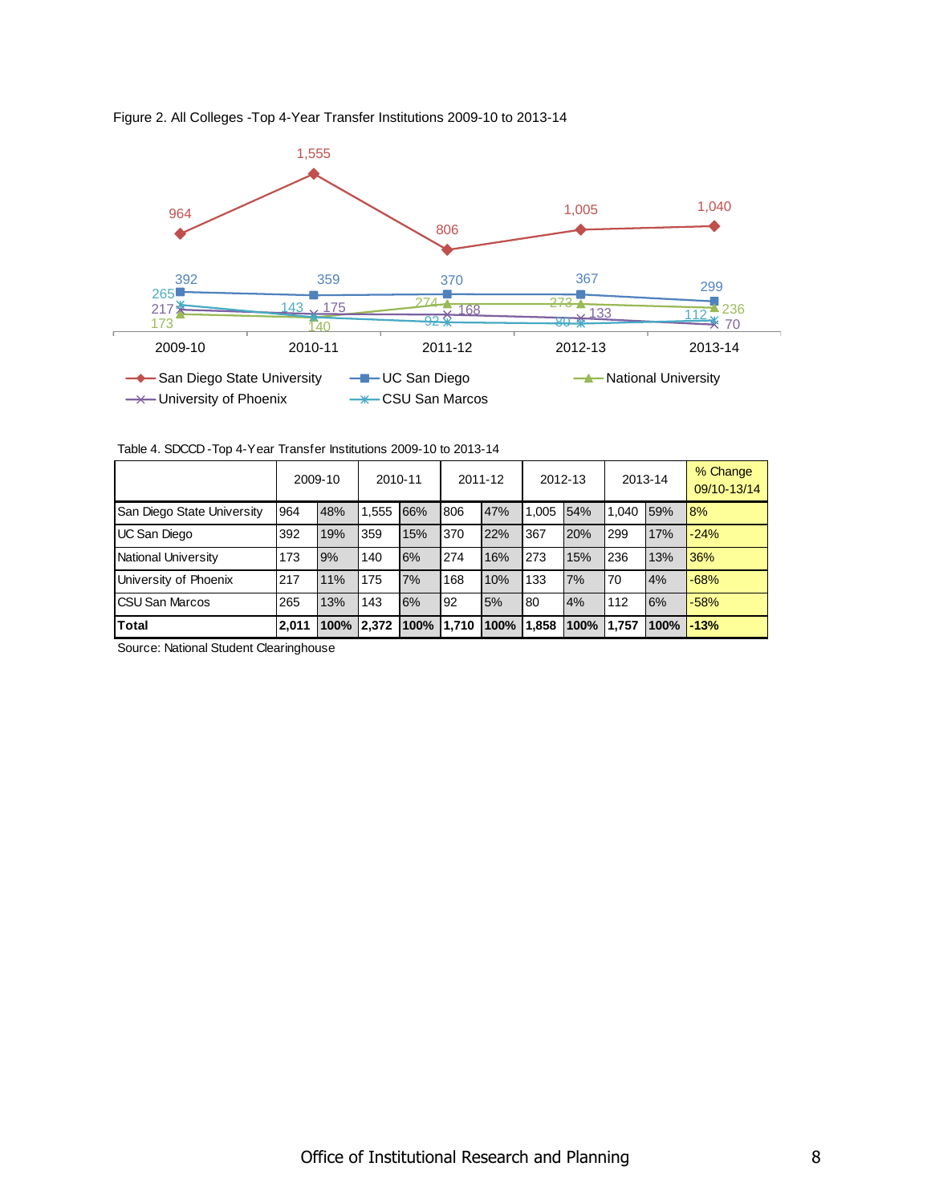Figure 2. All Colleges -Top 4-Year Transfer Institutions 2009-10 to 2013-14

Table 4. SDCCD -Top 4-Year Transfer Institutions 2009-10 to 2013-14

| | 2009-10 | | 2010-11 | | 2011-12 | | 2012-13 | | 2013-14 | | % Change 09/10-13/14 |
|---|---|---|---|---|---|---|---|---|---|---|---|
| San Diego State University | 964 | 48% | 1,555 | 66% | 806 | 47% | 1,005 | 54% | 1,040 | 59% | 8% |
| UC San Diego | 392 | 19% | 359 | 15% | 370 | 22% | 367 | 20% | 299 | 17% | -24% |
| National University | 173 | 9% | 140 | 6% | 274 | 16% | 273 | 15% | 236 | 13% | 36% |
| University of Phoenix | 217 | 11% | 175 | 7% | 168 | 10% | 133 | 7% | 70 | 4% | -68% |
| CSU San Marcos | 265 | 13% | 143 | 6% | 92 | 5% | 80 | 4% | 112 | 6% | -58% |
| **Total** | **2,011** | **100%** | **2,372** | **100%** | **1,710** | **100%** | **1,858** | **100%** | **1,757** | **100%** | **-13%** |

Source: National Student Clearinghouse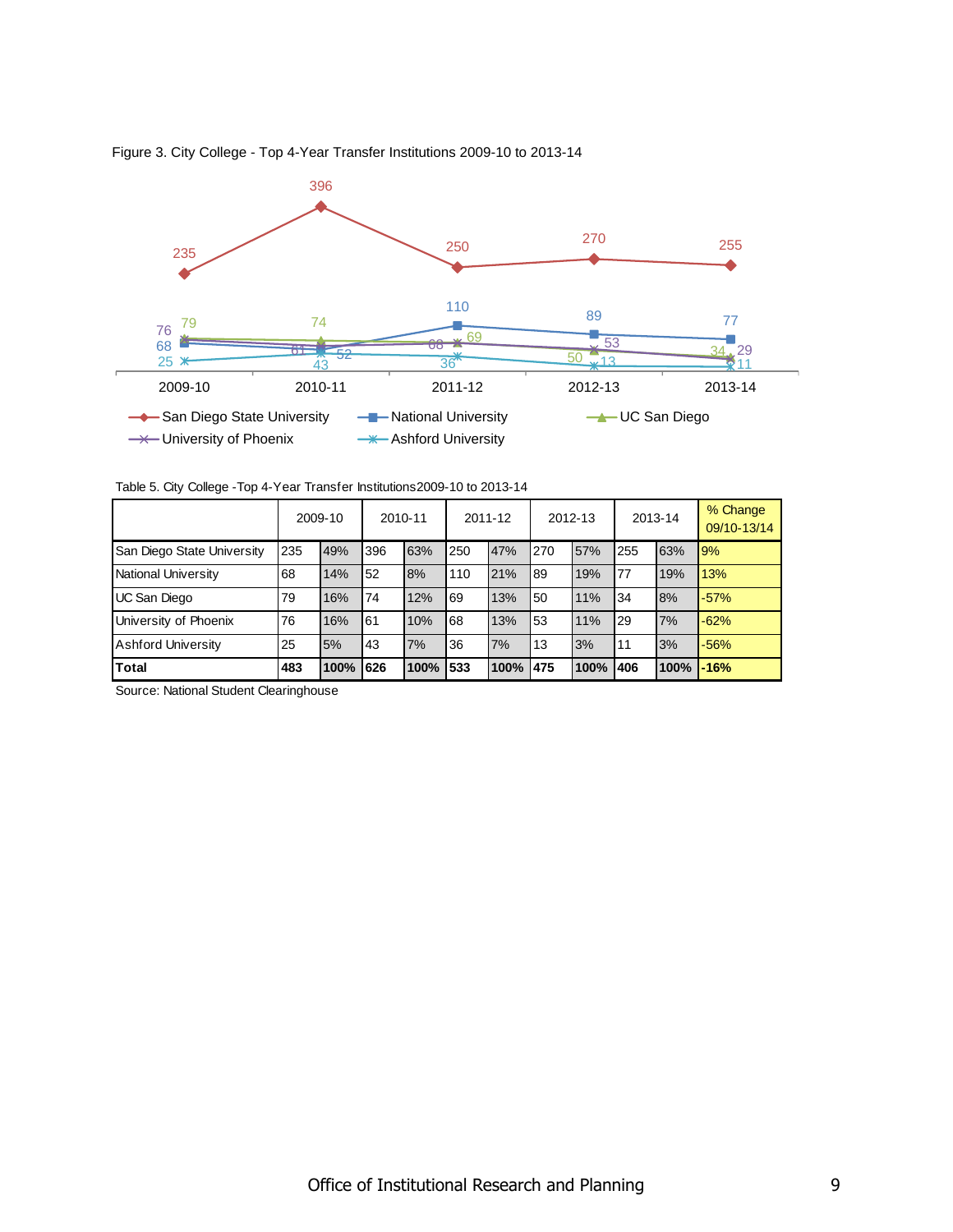Figure 3. City College - Top 4-Year Transfer Institutions 2009-10 to 2013-14

Table 5. City College -Top 4-Year Transfer Institutions 2009-10 to 2013-14

| | 2009-10 | | 2010-11 | | 2011-12 | | 2012-13 | | 2013-14 | | % Change 09/10-13/14 |
|---|---|---|---|---|---|---|---|---|---|---|---|
| San Diego State University | 235 | 49% | 396 | 63% | 250 | 47% | 270 | 57% | 255 | 63% | 9% |
| National University | 68 | 14% | 52 | 8% | 110 | 21% | 89 | 19% | 77 | 19% | 13% |
| UC San Diego | 79 | 16% | 74 | 12% | 69 | 13% | 50 | 11% | 34 | 8% | -57% |
| University of Phoenix | 76 | 16% | 61 | 10% | 68 | 13% | 53 | 11% | 29 | 7% | -62% |
| Ashford University | 25 | 5% | 43 | 7% | 36 | 7% | 13 | 3% | 11 | 3% | -56% |
| **Total** | **483** | **100%** | **626** | **100%** | **533** | **100%** | **475** | **100%** | **406** | **100%** | **-16%** |

Source: National Student Clearinghouse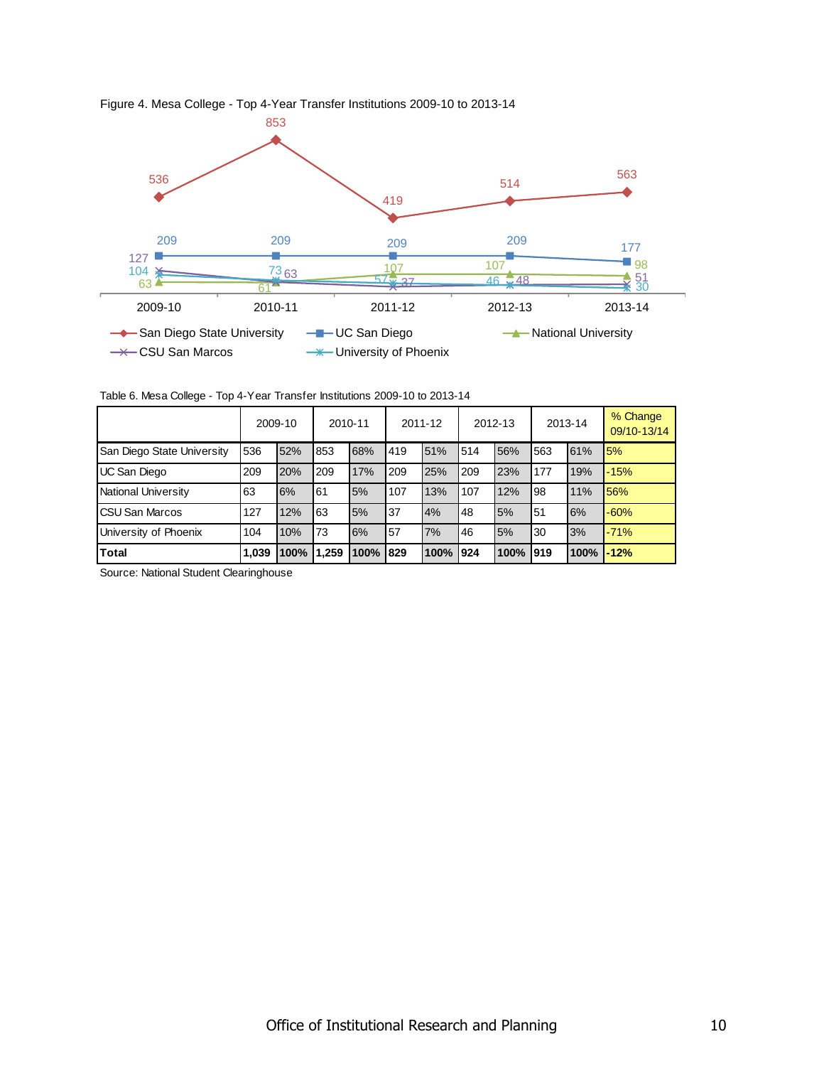Figure 4. Mesa College - Top 4-Year Transfer Institutions 2009-10 to 2013-14

Table 6. Mesa College - Top 4-Year Transfer Institutions 2009-10 to 2013-14

| | 2009-10 | | 2010-11 | | 2011-12 | | 2012-13 | | 2013-14 | | % Change 09/10-13/14 |
|---|---|---|---|---|---|---|---|---|---|---|---|
| San Diego State University | 536 | 52% | 853 | 68% | 419 | 51% | 514 | 56% | 563 | 61% | 5% |
| UC San Diego | 209 | 20% | 209 | 17% | 209 | 25% | 209 | 23% | 177 | 19% | -15% |
| National University | 63 | 6% | 61 | 5% | 107 | 13% | 107 | 12% | 98 | 11% | 56% |
| CSU San Marcos | 127 | 12% | 63 | 5% | 37 | 4% | 48 | 5% | 51 | 6% | -60% |
| University of Phoenix | 104 | 10% | 73 | 6% | 57 | 7% | 46 | 5% | 30 | 3% | -71% |
| **Total** | **1,039** | **100%** | **1,259** | **100%** | **829** | **100%** | **924** | **100%** | **919** | **100%** | **-12%** |

Source: National Student Clearinghouse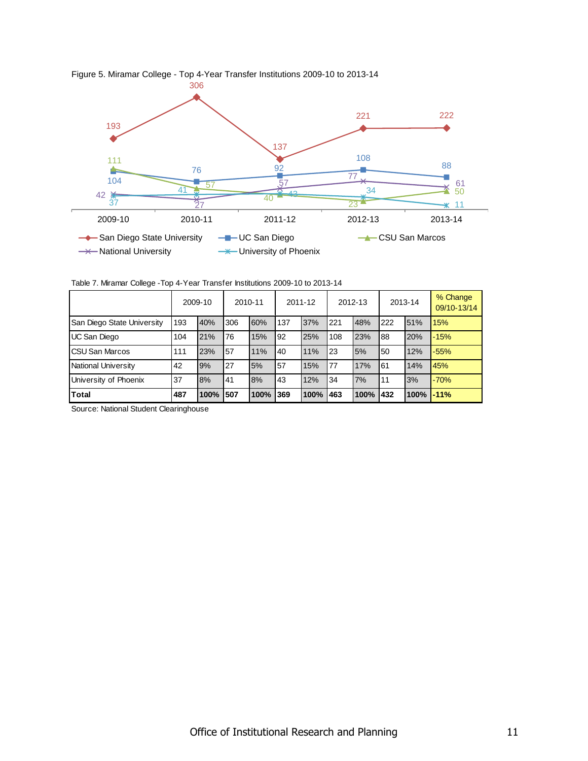Figure 5. Miramar College - Top 4-Year Transfer Institutions 2009-10 to 2013-14

Table 7. Miramar College -Top 4-Year Transfer Institutions 2009-10 to 2013-14

| | 2009-10 | | 2010-11 | | 2011-12 | | 2012-13 | | 2013-14 | | % Change 09/10-13/14 |
|---|---|---|---|---|---|---|---|---|---|---|---|
| San Diego State University | 193 | 40% | 306 | 60% | 137 | 37% | 221 | 48% | 222 | 51% | 15% |
| UC San Diego | 104 | 21% | 76 | 15% | 92 | 25% | 108 | 23% | 88 | 20% | -15% |
| CSU San Marcos | 111 | 23% | 57 | 11% | 40 | 11% | 23 | 5% | 50 | 12% | -55% |
| National University | 42 | 9% | 27 | 5% | 57 | 15% | 77 | 17% | 61 | 14% | 45% |
| University of Phoenix | 37 | 8% | 41 | 8% | 43 | 12% | 34 | 7% | 11 | 3% | -70% |
| **Total** | **487** | **100%** | **507** | **100%** | **369** | **100%** | **463** | **100%** | **432** | **100%** | **-11%** |

Source: National Student Clearinghouse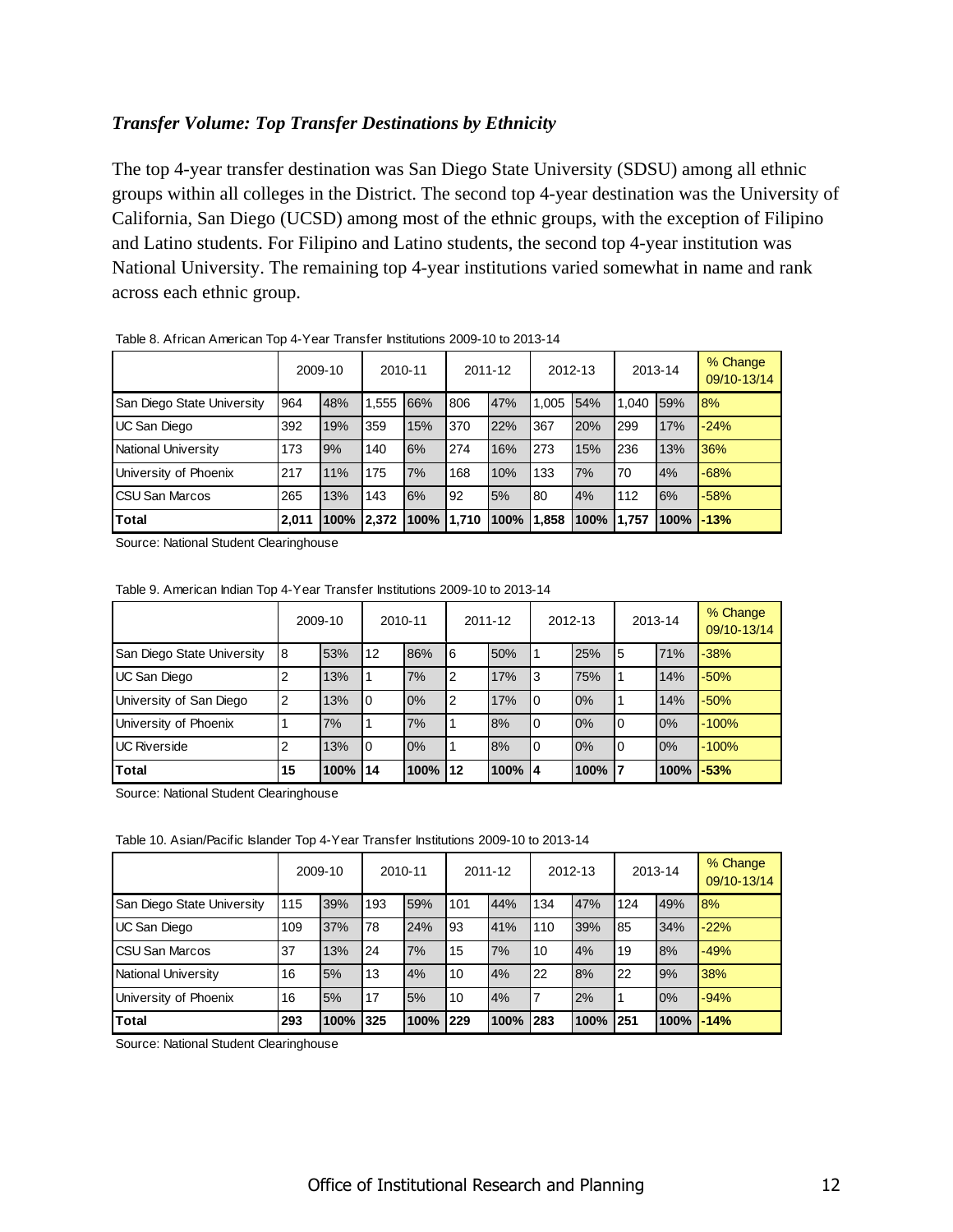### *Transfer Volume: Top Transfer Destinations by Ethnicity*

The top 4-year transfer destination was San Diego State University (SDSU) among all ethnic groups within all colleges in the District. The second top 4-year destination was the University of California, San Diego (UCSD) among most of the ethnic groups, with the exception of Filipino and Latino students. For Filipino and Latino students, the second top 4-year institution was National University. The remaining top 4-year institutions varied somewhat in name and rank across each ethnic group.

Table 8. African American Top 4-Year Transfer Institutions 2009-10 to 2013-14

| | 2009-10 | | 2010-11 | | 2011-12 | | 2012-13 | | 2013-14 | | % Change 09/10-13/14 |
|---|---|---|---|---|---|---|---|---|---|---|---|
| San Diego State University | 964 | 48% | 1,555 | 66% | 806 | 47% | 1,005 | 54% | 1,040 | 59% | 8% |
| UC San Diego | 392 | 19% | 359 | 15% | 370 | 22% | 367 | 20% | 299 | 17% | -24% |
| National University | 173 | 9% | 140 | 6% | 274 | 16% | 273 | 15% | 236 | 13% | 36% |
| University of Phoenix | 217 | 11% | 175 | 7% | 168 | 10% | 133 | 7% | 70 | 4% | -68% |
| CSU San Marcos | 265 | 13% | 143 | 6% | 92 | 5% | 80 | 4% | 112 | 6% | -58% |
| **Total** | **2,011** | **100%** | **2,372** | **100%** | **1,710** | **100%** | **1,858** | **100%** | **1,757** | **100%** | **-13%** |

Source: National Student Clearinghouse

Table 9. American Indian Top 4-Year Transfer Institutions 2009-10 to 2013-14

| | 2009-10 | | 2010-11 | | 2011-12 | | 2012-13 | | 2013-14 | | % Change 09/10-13/14 |
|---|---|---|---|---|---|---|---|---|---|---|---|
| San Diego State University | 8 | 53% | 12 | 86% | 6 | 50% | 1 | 25% | 5 | 71% | -38% |
| UC San Diego | 2 | 13% | 1 | 7% | 2 | 17% | 3 | 75% | 1 | 14% | -50% |
| University of San Diego | 2 | 13% | 0 | 0% | 2 | 17% | 0 | 0% | 1 | 14% | -50% |
| University of Phoenix | 1 | 7% | 1 | 7% | 1 | 8% | 0 | 0% | 0 | 0% | -100% |
| UC Riverside | 2 | 13% | 0 | 0% | 1 | 8% | 0 | 0% | 0 | 0% | -100% |
| **Total** | **15** | **100%** | **14** | **100%** | **12** | **100%** | **4** | **100%** | **7** | **100%** | **-53%** |

Source: National Student Clearinghouse

Table 10. Asian/Pacific Islander Top 4-Year Transfer Institutions 2009-10 to 2013-14

| | 2009-10 | | 2010-11 | | 2011-12 | | 2012-13 | | 2013-14 | | % Change 09/10-13/14 |
|---|---|---|---|---|---|---|---|---|---|---|---|
| San Diego State University | 115 | 39% | 193 | 59% | 101 | 44% | 134 | 47% | 124 | 49% | 8% |
| UC San Diego | 109 | 37% | 78 | 24% | 93 | 41% | 110 | 39% | 85 | 34% | -22% |
| CSU San Marcos | 37 | 13% | 24 | 7% | 15 | 7% | 10 | 4% | 19 | 8% | -49% |
| National University | 16 | 5% | 13 | 4% | 10 | 4% | 22 | 8% | 22 | 9% | 38% |
| University of Phoenix | 16 | 5% | 17 | 5% | 10 | 4% | 7 | 2% | 1 | 0% | -94% |
| **Total** | **293** | **100%** | **325** | **100%** | **229** | **100%** | **283** | **100%** | **251** | **100%** | **-14%** |

Source: National Student Clearinghouse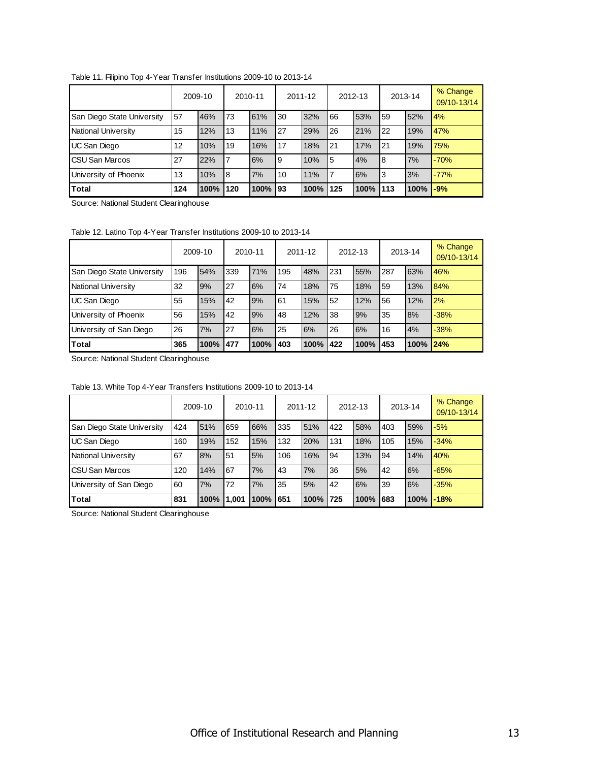Table 11. Filipino Top 4-Year Transfer Institutions 2009-10 to 2013-14

| | 2009-10 | | 2010-11 | | 2011-12 | | 2012-13 | | 2013-14 | | % Change 09/10-13/14 |
|---|---|---|---|---|---|---|---|---|---|---|---|
| San Diego State University | 57 | 46% | 73 | 61% | 30 | 32% | 66 | 53% | 59 | 52% | 4% |
| National University | 15 | 12% | 13 | 11% | 27 | 29% | 26 | 21% | 22 | 19% | 47% |
| UC San Diego | 12 | 10% | 19 | 16% | 17 | 18% | 21 | 17% | 21 | 19% | 75% |
| CSU San Marcos | 27 | 22% | 7 | 6% | 9 | 10% | 5 | 4% | 8 | 7% | -70% |
| University of Phoenix | 13 | 10% | 8 | 7% | 10 | 11% | 7 | 6% | 3 | 3% | -77% |
| **Total** | **124** | **100%** | **120** | **100%** | **93** | **100%** | **125** | **100%** | **113** | **100%** | **-9%** |

Source: National Student Clearinghouse

Table 12. Latino Top 4-Year Transfer Institutions 2009-10 to 2013-14

| | 2009-10 | | 2010-11 | | 2011-12 | | 2012-13 | | 2013-14 | | % Change 09/10-13/14 |
|---|---|---|---|---|---|---|---|---|---|---|---|
| San Diego State University | 196 | 54% | 339 | 71% | 195 | 48% | 231 | 55% | 287 | 63% | 46% |
| National University | 32 | 9% | 27 | 6% | 74 | 18% | 75 | 18% | 59 | 13% | 84% |
| UC San Diego | 55 | 15% | 42 | 9% | 61 | 15% | 52 | 12% | 56 | 12% | 2% |
| University of Phoenix | 56 | 15% | 42 | 9% | 48 | 12% | 38 | 9% | 35 | 8% | -38% |
| University of San Diego | 26 | 7% | 27 | 6% | 25 | 6% | 26 | 6% | 16 | 4% | -38% |
| **Total** | **365** | **100%** | **477** | **100%** | **403** | **100%** | **422** | **100%** | **453** | **100%** | **24%** |

Source: National Student Clearinghouse

Table 13. White Top 4-Year Transfers Institutions 2009-10 to 2013-14

| | 2009-10 | | 2010-11 | | 2011-12 | | 2012-13 | | 2013-14 | | % Change 09/10-13/14 |
|---|---|---|---|---|---|---|---|---|---|---|---|
| San Diego State University | 424 | 51% | 659 | 66% | 335 | 51% | 422 | 58% | 403 | 59% | -5% |
| UC San Diego | 160 | 19% | 152 | 15% | 132 | 20% | 131 | 18% | 105 | 15% | -34% |
| National University | 67 | 8% | 51 | 5% | 106 | 16% | 94 | 13% | 94 | 14% | 40% |
| CSU San Marcos | 120 | 14% | 67 | 7% | 43 | 7% | 36 | 5% | 42 | 6% | -65% |
| University of San Diego | 60 | 7% | 72 | 7% | 35 | 5% | 42 | 6% | 39 | 6% | -35% |
| **Total** | **831** | **100%** | **1,001** | **100%** | **651** | **100%** | **725** | **100%** | **683** | **100%** | **-18%** |

Source: National Student Clearinghouse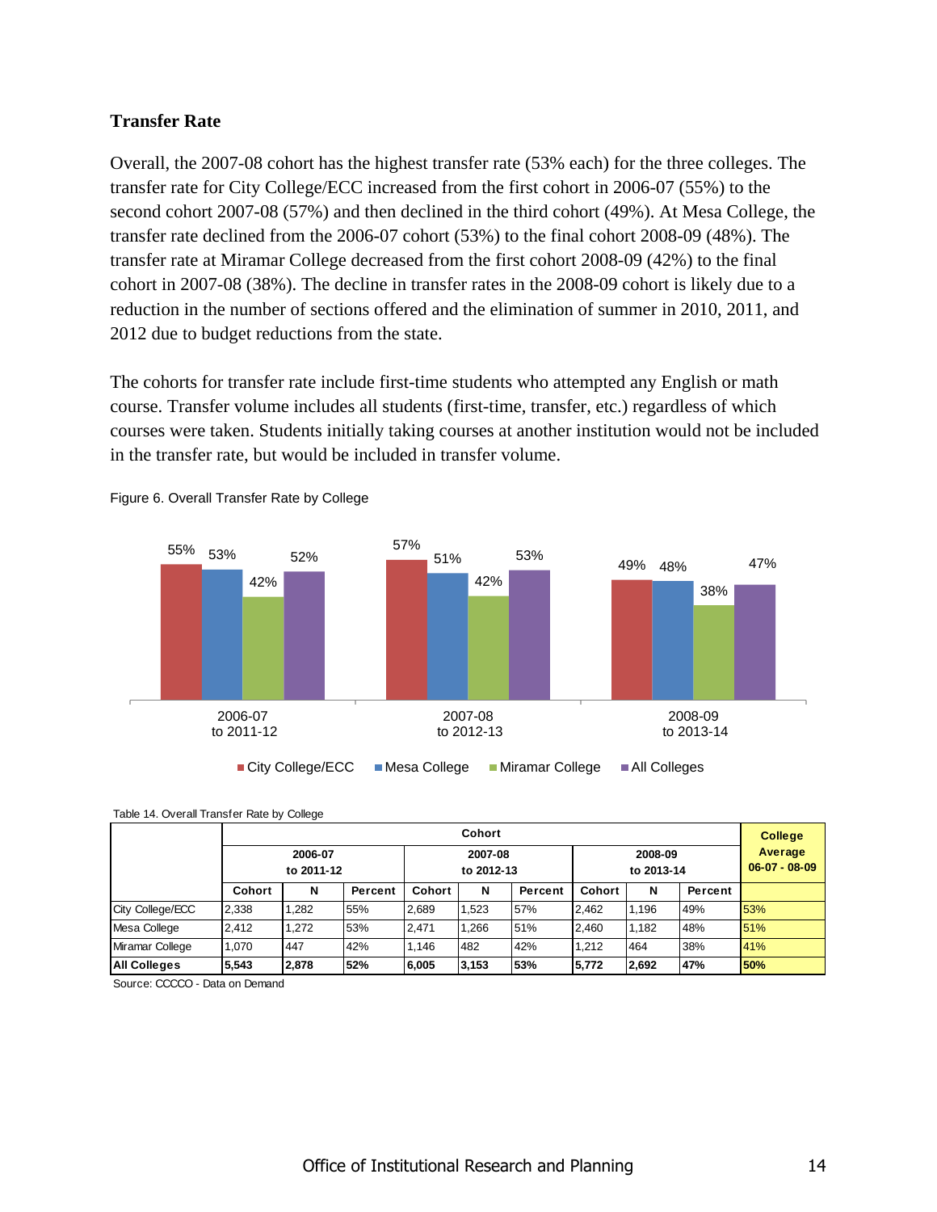## Transfer Rate

Overall, the 2007-08 cohort has the highest transfer rate (53% each) for the three colleges. The transfer rate for City College/ECC increased from the first cohort in 2006-07 (55%) to the second cohort 2007-08 (57%) and then declined in the third cohort (49%). At Mesa College, the transfer rate declined from the 2006-07 cohort (53%) to the final cohort 2008-09 (48%). The transfer rate at Miramar College decreased from the first cohort 2008-09 (42%) to the final cohort in 2007-08 (38%). The decline in transfer rates in the 2008-09 cohort is likely due to a reduction in the number of sections offered and the elimination of summer in 2010, 2011, and 2012 due to budget reductions from the state.

The cohorts for transfer rate include first-time students who attempted any English or math course. Transfer volume includes all students (first-time, transfer, etc.) regardless of which courses were taken. Students initially taking courses at another institution would not be included in the transfer rate, but would be included in transfer volume.

Figure 6. Overall Transfer Rate by College

Table 14. Overall Transfer Rate by College

| | Cohort | | | | | | | | | College Average 06-07 - 08-09 |
|---|---|---|---|---|---|---|---|---|---|---|
| | 2006-07 to 2011-12 | | | 2007-08 to 2012-13 | | | 2008-09 to 2013-14 | | | |
| | Cohort | N | Percent | Cohort | N | Percent | Cohort | N | Percent | |
| City College/ECC | 2,338 | 1,282 | 55% | 2,689 | 1,523 | 57% | 2,462 | 1,196 | 49% | 53% |
| Mesa College | 2,412 | 1,272 | 53% | 2,471 | 1,266 | 51% | 2,460 | 1,182 | 48% | 51% |
| Miramar College | 1,070 | 447 | 42% | 1,146 | 482 | 42% | 1,212 | 464 | 38% | 41% |
| **All Colleges** | **5,543** | **2,878** | **52%** | **6,005** | **3,153** | **53%** | **5,772** | **2,692** | **47%** | **50%** |

Source: CCCCO - Data on Demand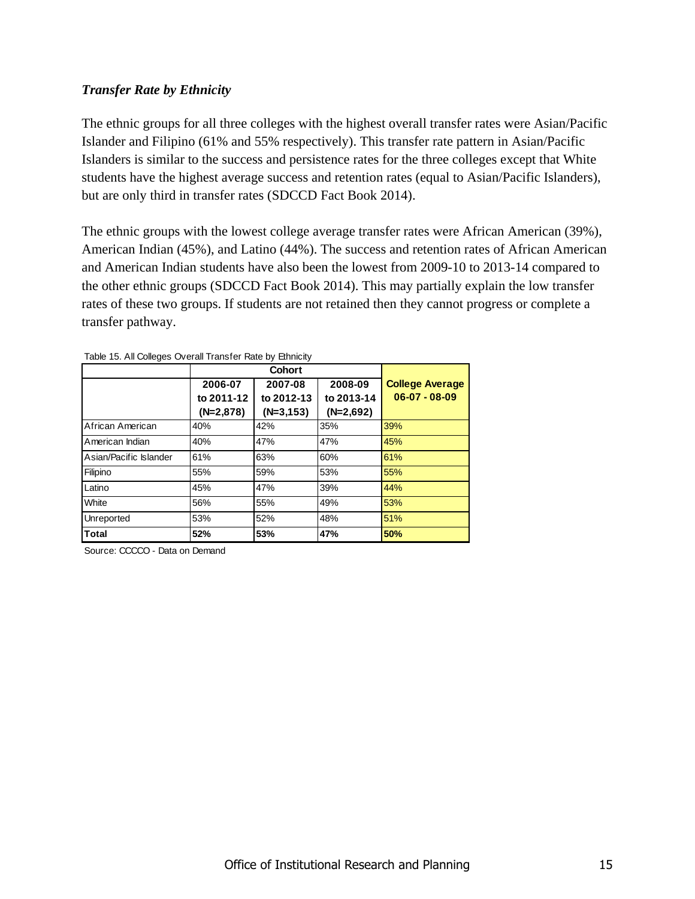### *Transfer Rate by Ethnicity*

The ethnic groups for all three colleges with the highest overall transfer rates were Asian/Pacific Islander and Filipino (61% and 55% respectively). This transfer rate pattern in Asian/Pacific Islanders is similar to the success and persistence rates for the three colleges except that White students have the highest average success and retention rates (equal to Asian/Pacific Islanders), but are only third in transfer rates (SDCCD Fact Book 2014).

The ethnic groups with the lowest college average transfer rates were African American (39%), American Indian (45%), and Latino (44%). The success and retention rates of African American and American Indian students have also been the lowest from 2009-10 to 2013-14 compared to the other ethnic groups (SDCCD Fact Book 2014). This may partially explain the low transfer rates of these two groups. If students are not retained then they cannot progress or complete a transfer pathway.

Table 15. All Colleges Overall Transfer Rate by Ethnicity

| | Cohort | | | |
|---|---|---|---|---|
| | 2006-07 to 2011-12 (N=2,878) | 2007-08 to 2012-13 (N=3,153) | 2008-09 to 2013-14 (N=2,692) | College Average 06-07 - 08-09 |
| African American | 40% | 42% | 35% | 39% |
| American Indian | 40% | 47% | 47% | 45% |
| Asian/Pacific Islander | 61% | 63% | 60% | 61% |
| Filipino | 55% | 59% | 53% | 55% |
| Latino | 45% | 47% | 39% | 44% |
| White | 56% | 55% | 49% | 53% |
| Unreported | 53% | 52% | 48% | 51% |
| **Total** | **52%** | **53%** | **47%** | **50%** |

Source: CCCCO - Data on Demand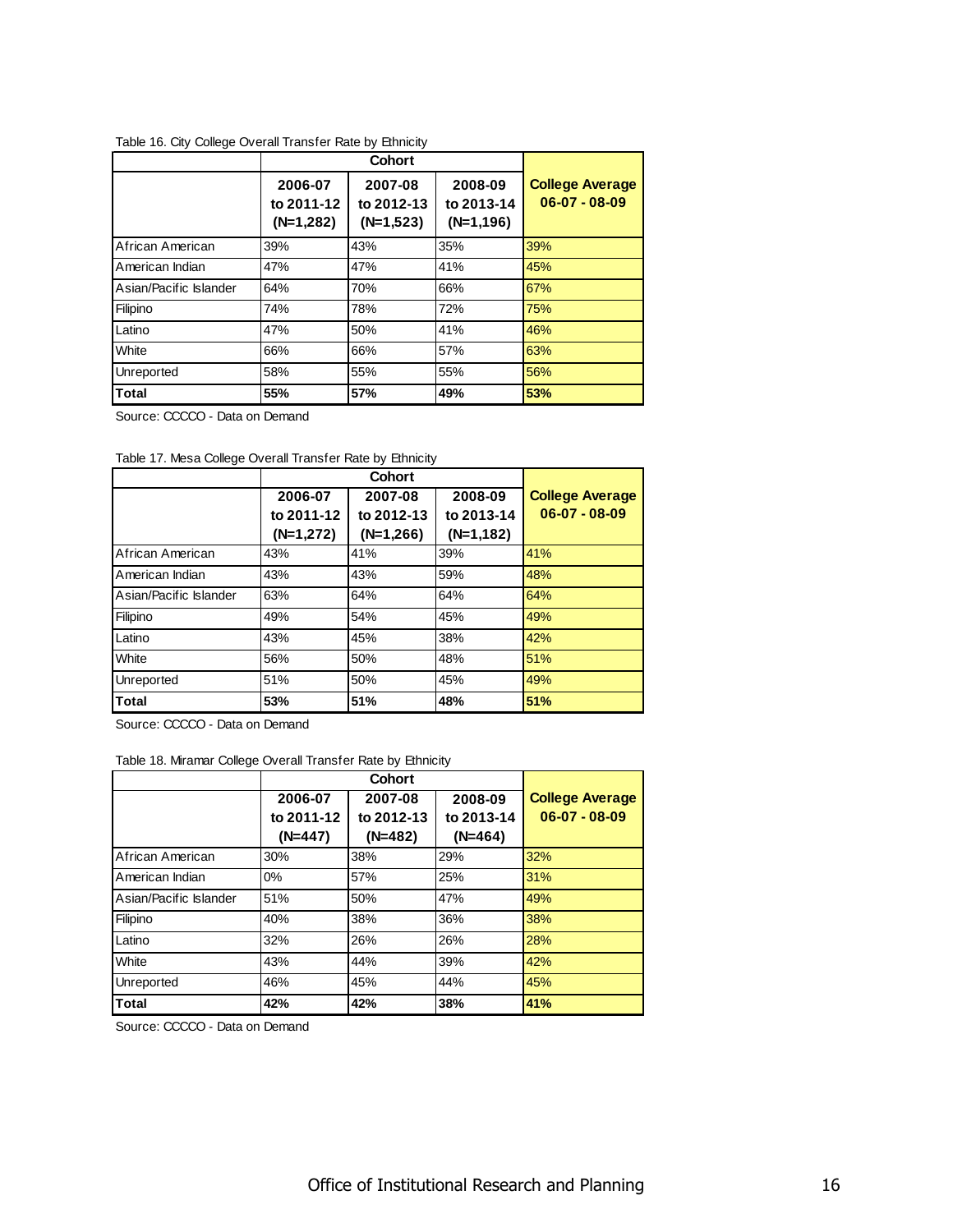Table 16. City College Overall Transfer Rate by Ethnicity

| | Cohort | | | |
|---|---|---|---|---|
| | 2006-07 to 2011-12 (N=1,282) | 2007-08 to 2012-13 (N=1,523) | 2008-09 to 2013-14 (N=1,196) | College Average 06-07 - 08-09 |
| African American | 39% | 43% | 35% | 39% |
| American Indian | 47% | 47% | 41% | 45% |
| Asian/Pacific Islander | 64% | 70% | 66% | 67% |
| Filipino | 74% | 78% | 72% | 75% |
| Latino | 47% | 50% | 41% | 46% |
| White | 66% | 66% | 57% | 63% |
| Unreported | 58% | 55% | 55% | 56% |
| **Total** | **55%** | **57%** | **49%** | **53%** |

Source: CCCCO - Data on Demand

Table 17. Mesa College Overall Transfer Rate by Ethnicity

| | Cohort | | | |
|---|---|---|---|---|
| | 2006-07 to 2011-12 (N=1,272) | 2007-08 to 2012-13 (N=1,266) | 2008-09 to 2013-14 (N=1,182) | College Average 06-07 - 08-09 |
| African American | 43% | 41% | 39% | 41% |
| American Indian | 43% | 43% | 59% | 48% |
| Asian/Pacific Islander | 63% | 64% | 64% | 64% |
| Filipino | 49% | 54% | 45% | 49% |
| Latino | 43% | 45% | 38% | 42% |
| White | 56% | 50% | 48% | 51% |
| Unreported | 51% | 50% | 45% | 49% |
| **Total** | **53%** | **51%** | **48%** | **51%** |

Source: CCCCO - Data on Demand

Table 18. Miramar College Overall Transfer Rate by Ethnicity

| | Cohort | | | |
|---|---|---|---|---|
| | 2006-07 to 2011-12 (N=447) | 2007-08 to 2012-13 (N=482) | 2008-09 to 2013-14 (N=464) | College Average 06-07 - 08-09 |
| African American | 30% | 38% | 29% | 32% |
| American Indian | 0% | 57% | 25% | 31% |
| Asian/Pacific Islander | 51% | 50% | 47% | 49% |
| Filipino | 40% | 38% | 36% | 38% |
| Latino | 32% | 26% | 26% | 28% |
| White | 43% | 44% | 39% | 42% |
| Unreported | 46% | 45% | 44% | 45% |
| **Total** | **42%** | **42%** | **38%** | **41%** |

Source: CCCCO - Data on Demand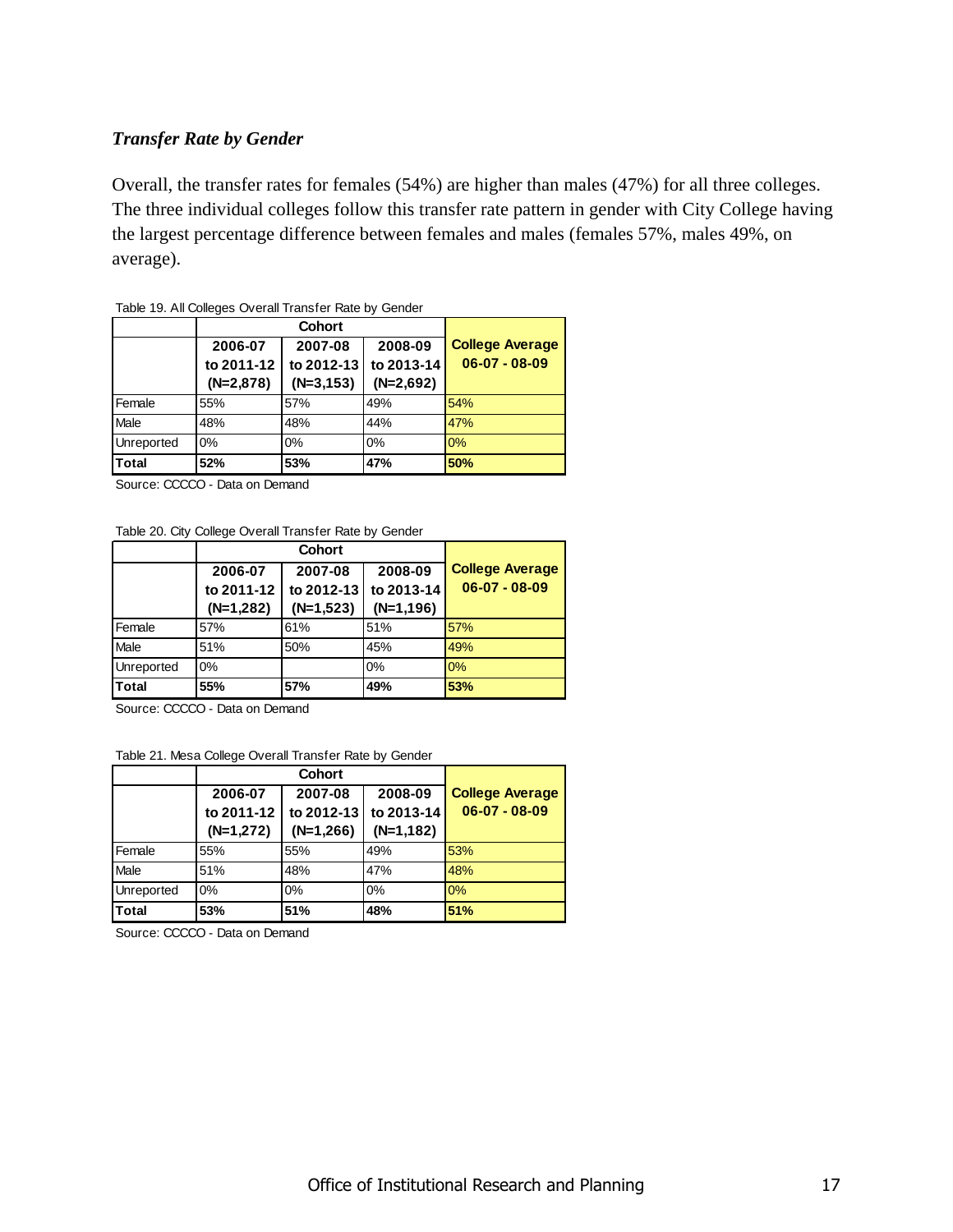### *Transfer Rate by Gender*

Overall, the transfer rates for females (54%) are higher than males (47%) for all three colleges. The three individual colleges follow this transfer rate pattern in gender with City College having the largest percentage difference between females and males (females 57%, males 49%, on average).

Table 19. All Colleges Overall Transfer Rate by Gender

| | Cohort | | | |
|---|---|---|---|---|
| | **2006-07 to 2011-12 (N=2,878)** | **2007-08 to 2012-13 (N=3,153)** | **2008-09 to 2013-14 (N=2,692)** | **College Average 06-07 - 08-09** |
| Female | 55% | 57% | 49% | 54% |
| Male | 48% | 48% | 44% | 47% |
| Unreported | 0% | 0% | 0% | 0% |
| **Total** | **52%** | **53%** | **47%** | **50%** |

Source: CCCCO - Data on Demand

Table 20. City College Overall Transfer Rate by Gender

| | Cohort | | | |
|---|---|---|---|---|
| | **2006-07 to 2011-12 (N=1,282)** | **2007-08 to 2012-13 (N=1,523)** | **2008-09 to 2013-14 (N=1,196)** | **College Average 06-07 - 08-09** |
| Female | 57% | 61% | 51% | 57% |
| Male | 51% | 50% | 45% | 49% |
| Unreported | 0% | | 0% | 0% |
| **Total** | **55%** | **57%** | **49%** | **53%** |

Source: CCCCO - Data on Demand

Table 21. Mesa College Overall Transfer Rate by Gender

| | Cohort | | | |
|---|---|---|---|---|
| | **2006-07 to 2011-12 (N=1,272)** | **2007-08 to 2012-13 (N=1,266)** | **2008-09 to 2013-14 (N=1,182)** | **College Average 06-07 - 08-09** |
| Female | 55% | 55% | 49% | 53% |
| Male | 51% | 48% | 47% | 48% |
| Unreported | 0% | 0% | 0% | 0% |
| **Total** | **53%** | **51%** | **48%** | **51%** |

Source: CCCCO - Data on Demand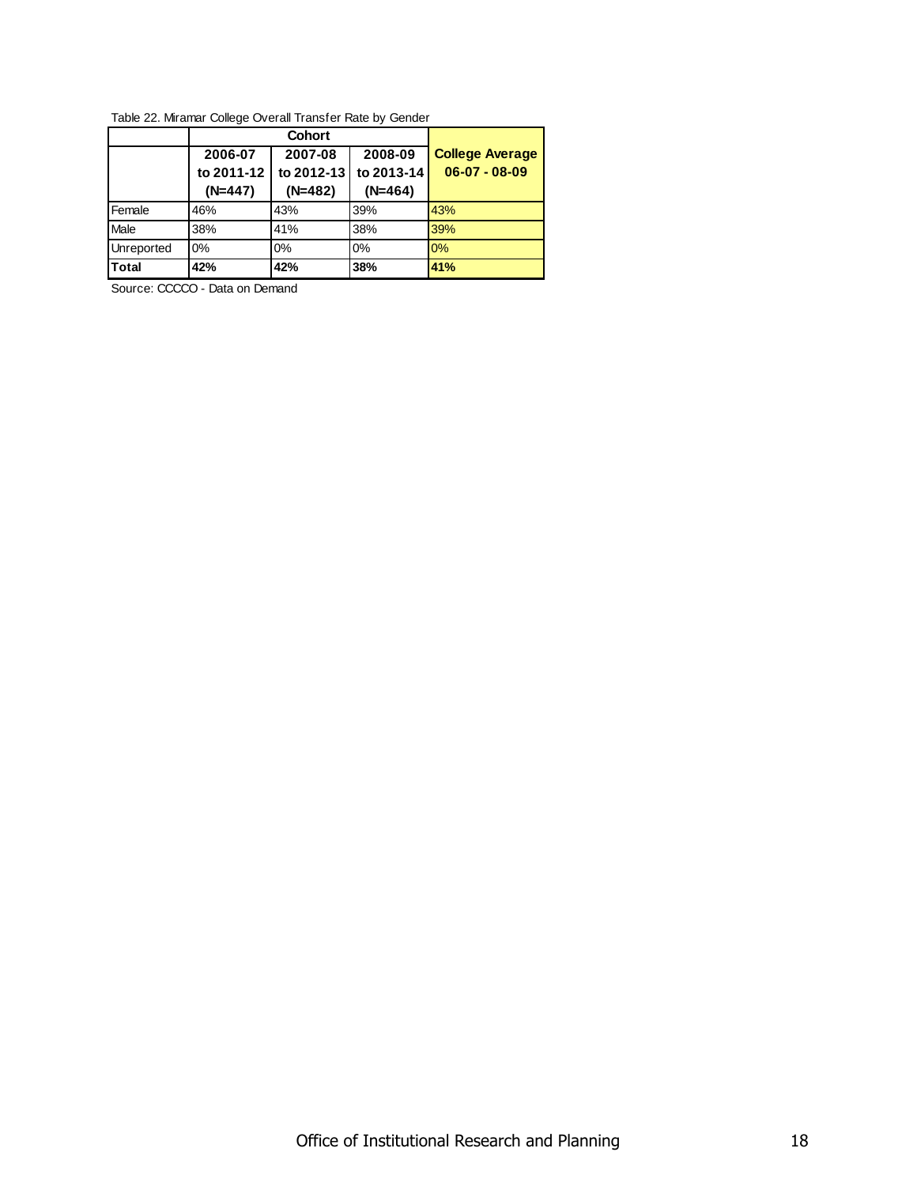Table 22. Miramar College Overall Transfer Rate by Gender

| | Cohort | | | |
|---|---|---|---|---|
| | 2006-07 to 2011-12 (N=447) | 2007-08 to 2012-13 (N=482) | 2008-09 to 2013-14 (N=464) | College Average 06-07 - 08-09 |
| Female | 46% | 43% | 39% | 43% |
| Male | 38% | 41% | 38% | 39% |
| Unreported | 0% | 0% | 0% | 0% |
| **Total** | **42%** | **42%** | **38%** | **41%** |

Source: CCCCO - Data on Demand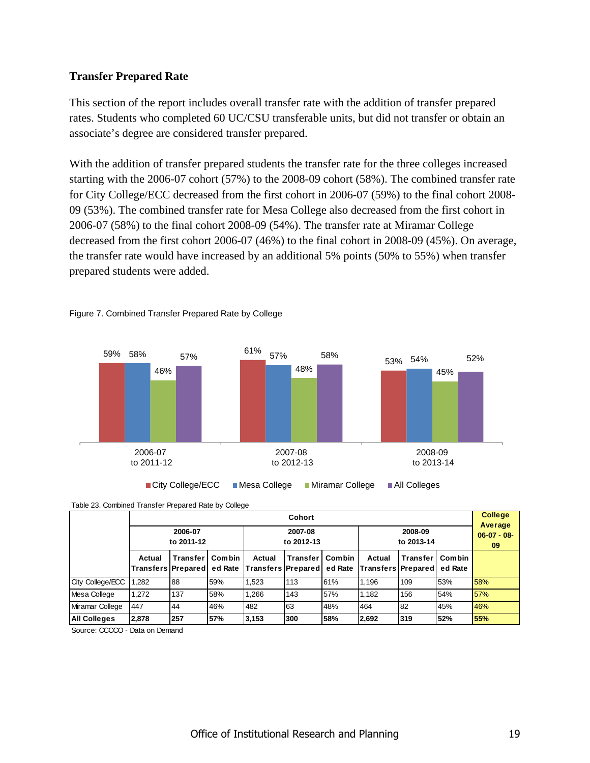### Transfer Prepared Rate

This section of the report includes overall transfer rate with the addition of transfer prepared rates. Students who completed 60 UC/CSU transferable units, but did not transfer or obtain an associate's degree are considered transfer prepared.

With the addition of transfer prepared students the transfer rate for the three colleges increased starting with the 2006-07 cohort (57%) to the 2008-09 cohort (58%). The combined transfer rate for City College/ECC decreased from the first cohort in 2006-07 (59%) to the final cohort 2008-09 (53%). The combined transfer rate for Mesa College also decreased from the first cohort in 2006-07 (58%) to the final cohort 2008-09 (54%). The transfer rate at Miramar College decreased from the first cohort 2006-07 (46%) to the final cohort in 2008-09 (45%). On average, the transfer rate would have increased by an additional 5% points (50% to 55%) when transfer prepared students were added.

Figure 7. Combined Transfer Prepared Rate by College

| Cohort | City College/ECC | Mesa College | Miramar College | All Colleges |
|---|---|---|---|---|
| 2006-07 to 2011-12 | 59% | 58% | 46% | 57% |
| 2007-08 to 2012-13 | 61% | 57% | 48% | 58% |
| 2008-09 to 2013-14 | 53% | 54% | 45% | 52% |

Table 23. Combined Transfer Prepared Rate by College

| | Cohort | | | | | | | | | College Average 06-07 - 08-09 |
|---|---|---|---|---|---|---|---|---|---|---|
| | 2006-07 to 2011-12 | | | 2007-08 to 2012-13 | | | 2008-09 to 2013-14 | | | |
| | Actual Transfers | Transfer Prepared | Combined Rate | Actual Transfers | Transfer Prepared | Combined Rate | Actual Transfers | Transfer Prepared | Combined Rate | |
| City College/ECC | 1,282 | 88 | 59% | 1,523 | 113 | 61% | 1,196 | 109 | 53% | 58% |
| Mesa College | 1,272 | 137 | 58% | 1,266 | 143 | 57% | 1,182 | 156 | 54% | 57% |
| Miramar College | 447 | 44 | 46% | 482 | 63 | 48% | 464 | 82 | 45% | 46% |
| **All Colleges** | **2,878** | **257** | **57%** | **3,153** | **300** | **58%** | **2,692** | **319** | **52%** | **55%** |

Source: CCCCO - Data on Demand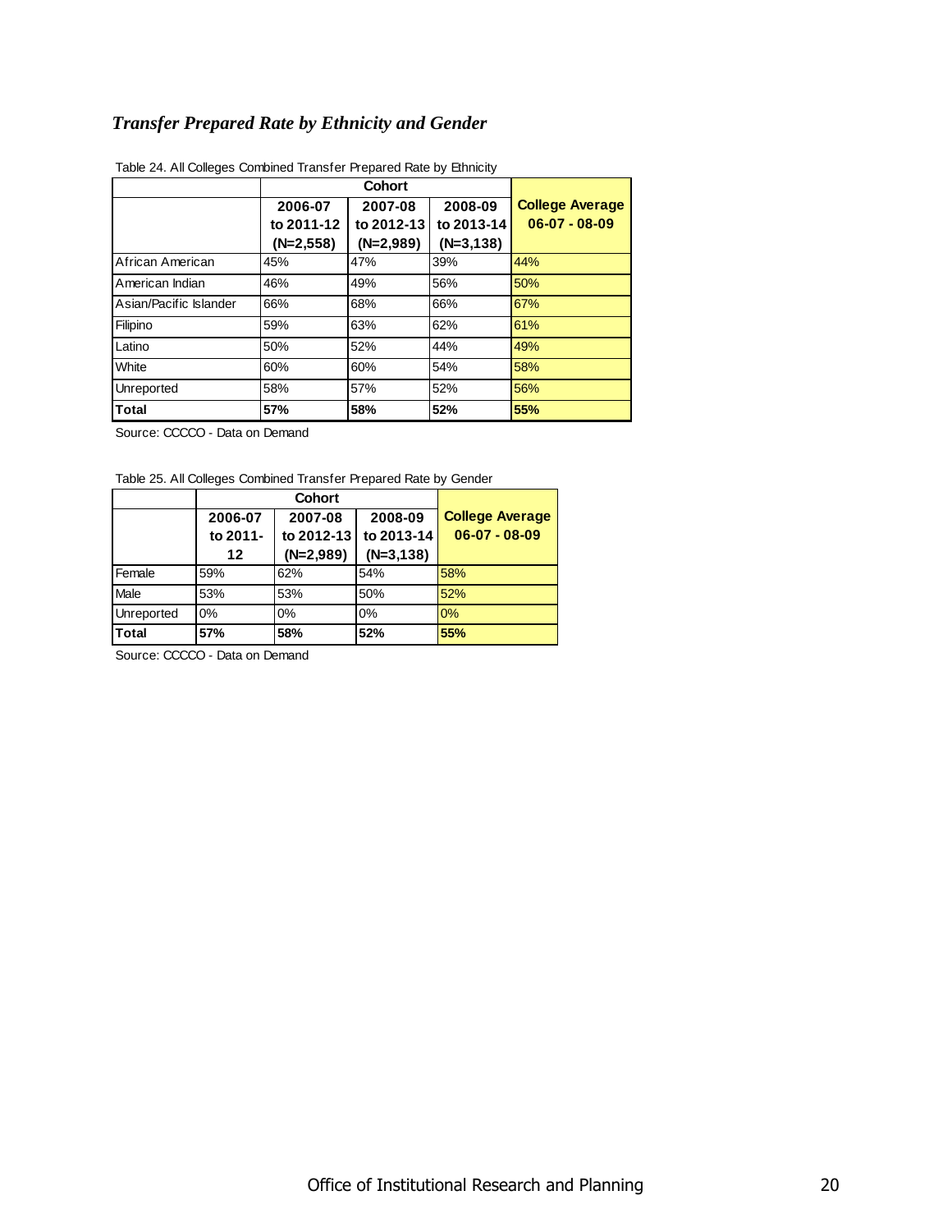## *Transfer Prepared Rate by Ethnicity and Gender*

Table 24. All Colleges Combined Transfer Prepared Rate by Ethnicity

| | Cohort | | | |
|---|---|---|---|---|
| | 2006-07 to 2011-12 (N=2,558) | 2007-08 to 2012-13 (N=2,989) | 2008-09 to 2013-14 (N=3,138) | College Average 06-07 - 08-09 |
| African American | 45% | 47% | 39% | 44% |
| American Indian | 46% | 49% | 56% | 50% |
| Asian/Pacific Islander | 66% | 68% | 66% | 67% |
| Filipino | 59% | 63% | 62% | 61% |
| Latino | 50% | 52% | 44% | 49% |
| White | 60% | 60% | 54% | 58% |
| Unreported | 58% | 57% | 52% | 56% |
| **Total** | **57%** | **58%** | **52%** | **55%** |

Source: CCCCO - Data on Demand

Table 25. All Colleges Combined Transfer Prepared Rate by Gender

| | Cohort | | | |
|---|---|---|---|---|
| | 2006-07 to 2011-12 | 2007-08 to 2012-13 (N=2,989) | 2008-09 to 2013-14 (N=3,138) | College Average 06-07 - 08-09 |
| Female | 59% | 62% | 54% | 58% |
| Male | 53% | 53% | 50% | 52% |
| Unreported | 0% | 0% | 0% | 0% |
| **Total** | **57%** | **58%** | **52%** | **55%** |

Source: CCCCO - Data on Demand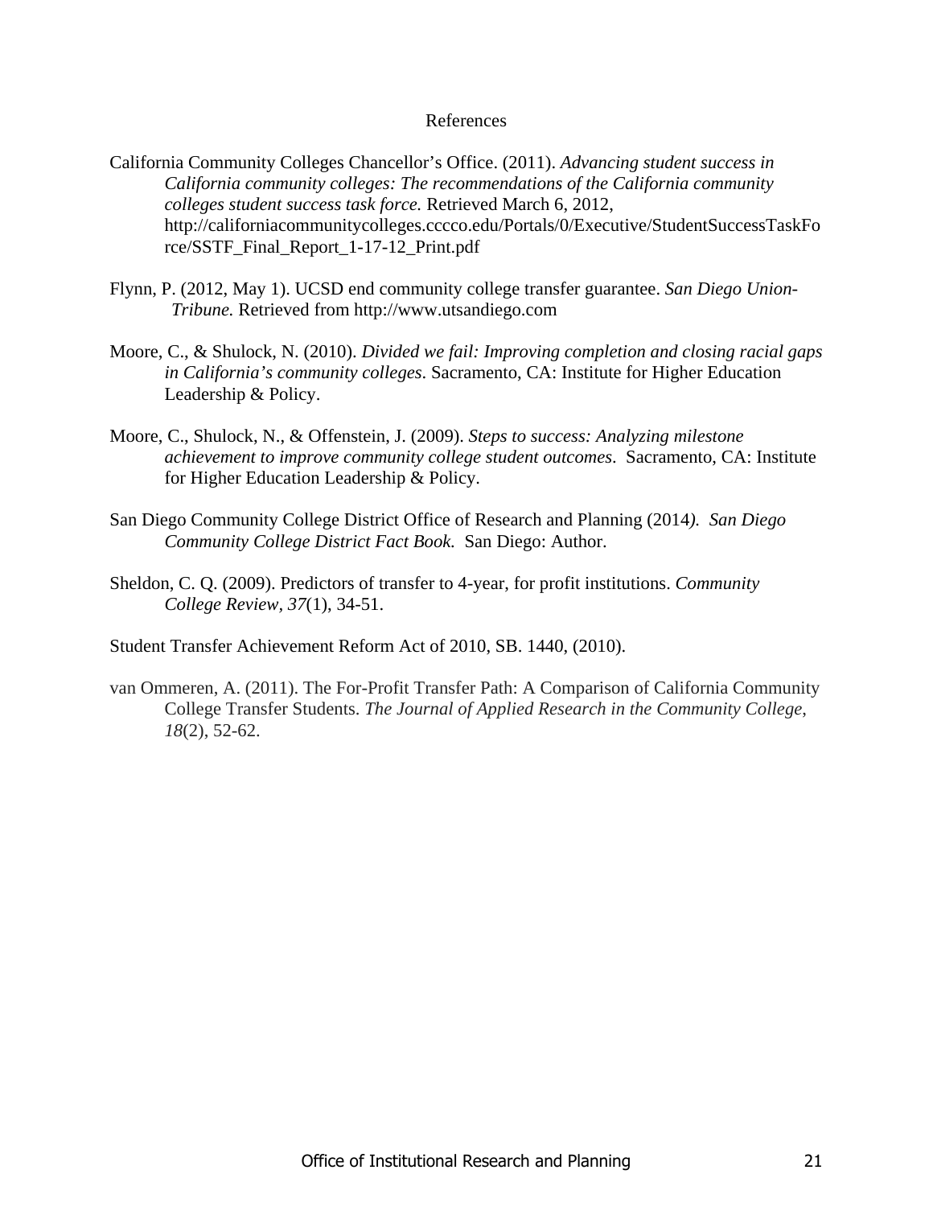# References

California Community Colleges Chancellor's Office. (2011). *Advancing student success in California community colleges: The recommendations of the California community colleges student success task force.* Retrieved March 6, 2012, http://californiacommunitycolleges.cccco.edu/Portals/0/Executive/StudentSuccessTaskForce/SSTF_Final_Report_1-17-12_Print.pdf

Flynn, P. (2012, May 1). UCSD end community college transfer guarantee. *San Diego Union-Tribune.* Retrieved from http://www.utsandiego.com

Moore, C., & Shulock, N. (2010). *Divided we fail: Improving completion and closing racial gaps in California's community colleges*. Sacramento, CA: Institute for Higher Education Leadership & Policy.

Moore, C., Shulock, N., & Offenstein, J. (2009). *Steps to success: Analyzing milestone achievement to improve community college student outcomes*. Sacramento, CA: Institute for Higher Education Leadership & Policy.

San Diego Community College District Office of Research and Planning (2014*). San Diego Community College District Fact Book.* San Diego: Author.

Sheldon, C. Q. (2009). Predictors of transfer to 4-year, for profit institutions. *Community College Review, 37*(1), 34-51.

Student Transfer Achievement Reform Act of 2010, SB. 1440, (2010).

van Ommeren, A. (2011). The For-Profit Transfer Path: A Comparison of California Community College Transfer Students. *The Journal of Applied Research in the Community College*, *18*(2), 52-62.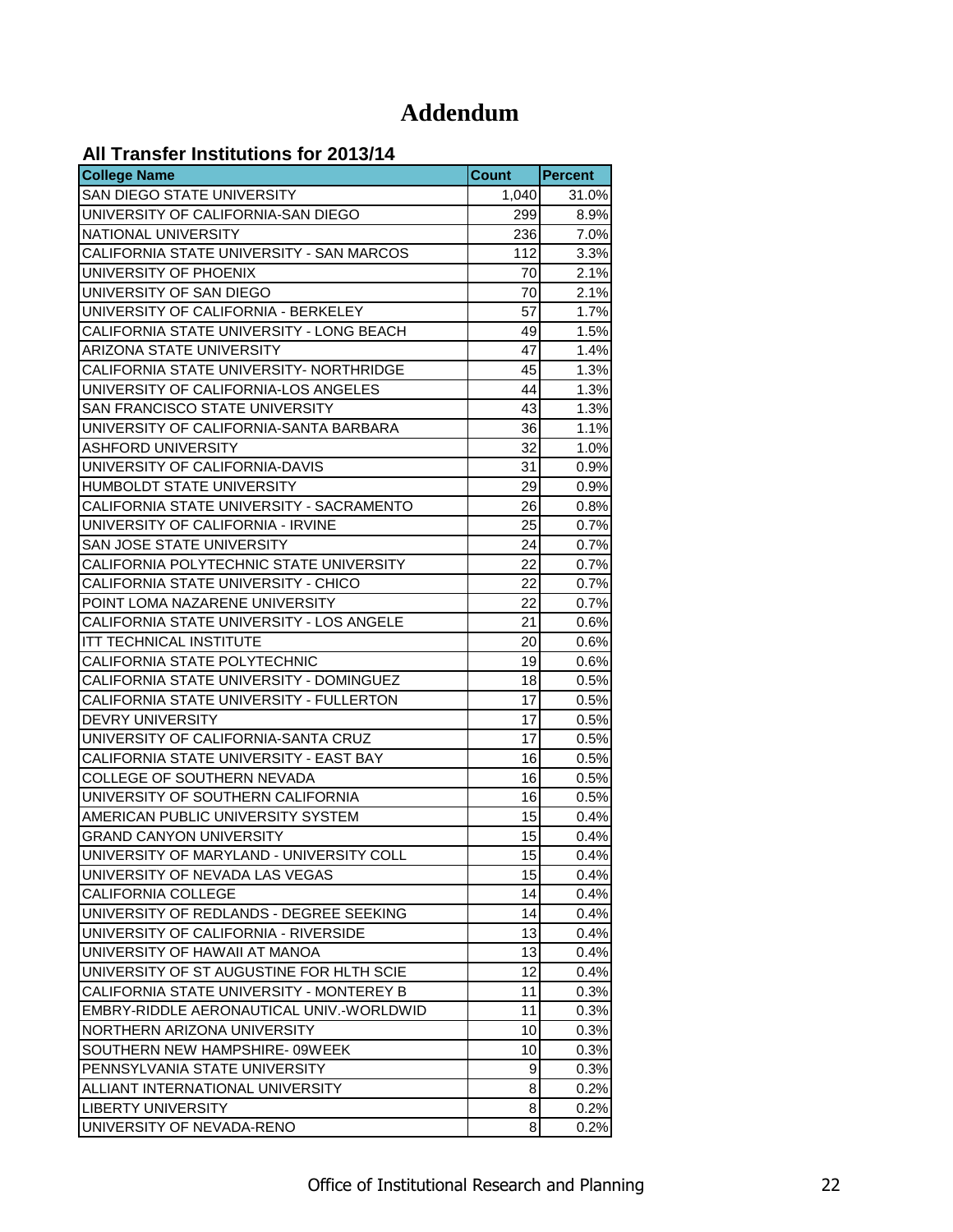# Addendum

### All Transfer Institutions for 2013/14

| College Name | Count | Percent |
|---|---|---|
| SAN DIEGO STATE UNIVERSITY | 1,040 | 31.0% |
| UNIVERSITY OF CALIFORNIA-SAN DIEGO | 299 | 8.9% |
| NATIONAL UNIVERSITY | 236 | 7.0% |
| CALIFORNIA STATE UNIVERSITY - SAN MARCOS | 112 | 3.3% |
| UNIVERSITY OF PHOENIX | 70 | 2.1% |
| UNIVERSITY OF SAN DIEGO | 70 | 2.1% |
| UNIVERSITY OF CALIFORNIA - BERKELEY | 57 | 1.7% |
| CALIFORNIA STATE UNIVERSITY - LONG BEACH | 49 | 1.5% |
| ARIZONA STATE UNIVERSITY | 47 | 1.4% |
| CALIFORNIA STATE UNIVERSITY- NORTHRIDGE | 45 | 1.3% |
| UNIVERSITY OF CALIFORNIA-LOS ANGELES | 44 | 1.3% |
| SAN FRANCISCO STATE UNIVERSITY | 43 | 1.3% |
| UNIVERSITY OF CALIFORNIA-SANTA BARBARA | 36 | 1.1% |
| ASHFORD UNIVERSITY | 32 | 1.0% |
| UNIVERSITY OF CALIFORNIA-DAVIS | 31 | 0.9% |
| HUMBOLDT STATE UNIVERSITY | 29 | 0.9% |
| CALIFORNIA STATE UNIVERSITY - SACRAMENTO | 26 | 0.8% |
| UNIVERSITY OF CALIFORNIA - IRVINE | 25 | 0.7% |
| SAN JOSE STATE UNIVERSITY | 24 | 0.7% |
| CALIFORNIA POLYTECHNIC STATE UNIVERSITY | 22 | 0.7% |
| CALIFORNIA STATE UNIVERSITY - CHICO | 22 | 0.7% |
| POINT LOMA NAZARENE UNIVERSITY | 22 | 0.7% |
| CALIFORNIA STATE UNIVERSITY - LOS ANGELE | 21 | 0.6% |
| ITT TECHNICAL INSTITUTE | 20 | 0.6% |
| CALIFORNIA STATE POLYTECHNIC | 19 | 0.6% |
| CALIFORNIA STATE UNIVERSITY - DOMINGUEZ | 18 | 0.5% |
| CALIFORNIA STATE UNIVERSITY - FULLERTON | 17 | 0.5% |
| DEVRY UNIVERSITY | 17 | 0.5% |
| UNIVERSITY OF CALIFORNIA-SANTA CRUZ | 17 | 0.5% |
| CALIFORNIA STATE UNIVERSITY - EAST BAY | 16 | 0.5% |
| COLLEGE OF SOUTHERN NEVADA | 16 | 0.5% |
| UNIVERSITY OF SOUTHERN CALIFORNIA | 16 | 0.5% |
| AMERICAN PUBLIC UNIVERSITY SYSTEM | 15 | 0.4% |
| GRAND CANYON UNIVERSITY | 15 | 0.4% |
| UNIVERSITY OF MARYLAND - UNIVERSITY COLL | 15 | 0.4% |
| UNIVERSITY OF NEVADA LAS VEGAS | 15 | 0.4% |
| CALIFORNIA COLLEGE | 14 | 0.4% |
| UNIVERSITY OF REDLANDS - DEGREE SEEKING | 14 | 0.4% |
| UNIVERSITY OF CALIFORNIA - RIVERSIDE | 13 | 0.4% |
| UNIVERSITY OF HAWAII AT MANOA | 13 | 0.4% |
| UNIVERSITY OF ST AUGUSTINE FOR HLTH SCIE | 12 | 0.4% |
| CALIFORNIA STATE UNIVERSITY - MONTEREY B | 11 | 0.3% |
| EMBRY-RIDDLE AERONAUTICAL UNIV.-WORLDWID | 11 | 0.3% |
| NORTHERN ARIZONA UNIVERSITY | 10 | 0.3% |
| SOUTHERN NEW HAMPSHIRE- 09WEEK | 10 | 0.3% |
| PENNSYLVANIA STATE UNIVERSITY | 9 | 0.3% |
| ALLIANT INTERNATIONAL UNIVERSITY | 8 | 0.2% |
| LIBERTY UNIVERSITY | 8 | 0.2% |
| UNIVERSITY OF NEVADA-RENO | 8 | 0.2% |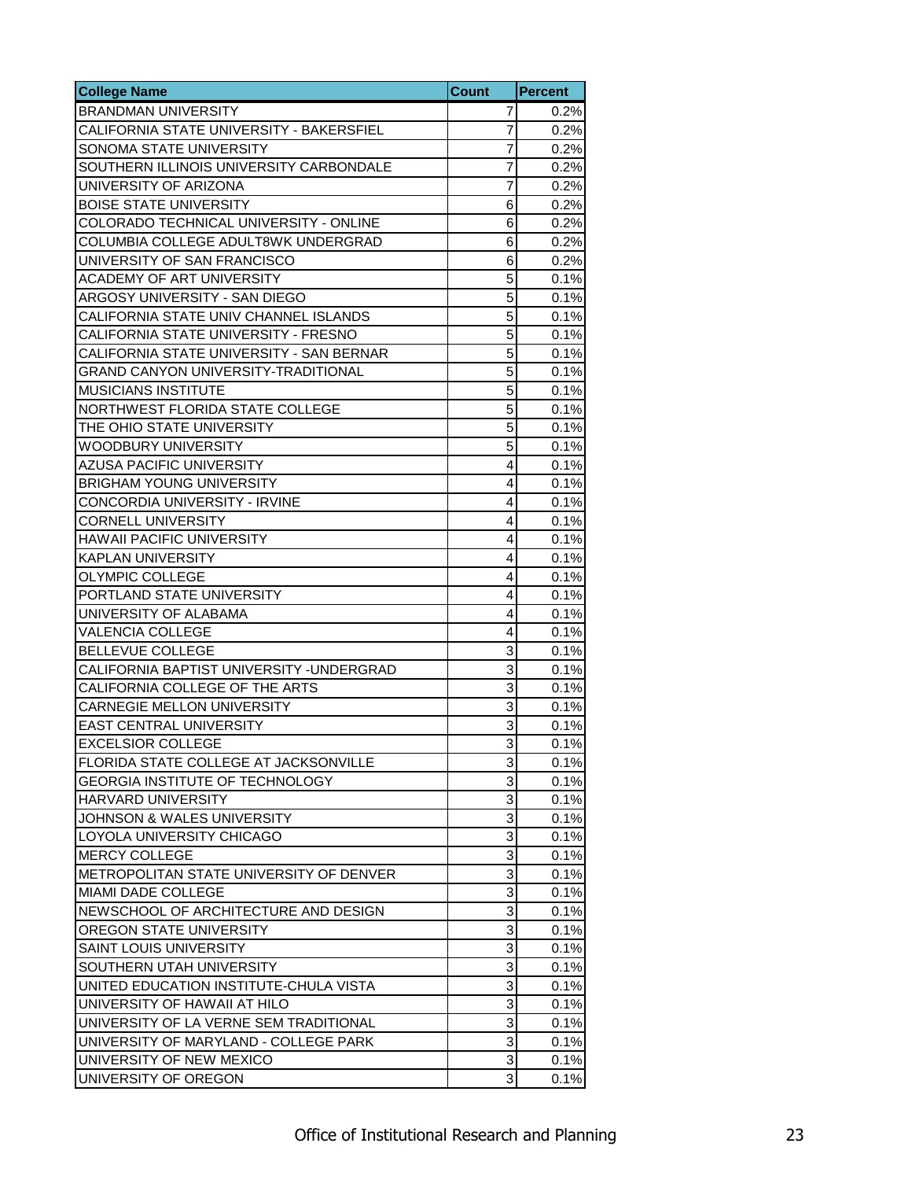| College Name | Count | Percent |
|---|---|---|
| BRANDMAN UNIVERSITY | 7 | 0.2% |
| CALIFORNIA STATE UNIVERSITY - BAKERSFIEL | 7 | 0.2% |
| SONOMA STATE UNIVERSITY | 7 | 0.2% |
| SOUTHERN ILLINOIS UNIVERSITY CARBONDALE | 7 | 0.2% |
| UNIVERSITY OF ARIZONA | 7 | 0.2% |
| BOISE STATE UNIVERSITY | 6 | 0.2% |
| COLORADO TECHNICAL UNIVERSITY - ONLINE | 6 | 0.2% |
| COLUMBIA COLLEGE ADULT8WK UNDERGRAD | 6 | 0.2% |
| UNIVERSITY OF SAN FRANCISCO | 6 | 0.2% |
| ACADEMY OF ART UNIVERSITY | 5 | 0.1% |
| ARGOSY UNIVERSITY - SAN DIEGO | 5 | 0.1% |
| CALIFORNIA STATE UNIV CHANNEL ISLANDS | 5 | 0.1% |
| CALIFORNIA STATE UNIVERSITY - FRESNO | 5 | 0.1% |
| CALIFORNIA STATE UNIVERSITY - SAN BERNAR | 5 | 0.1% |
| GRAND CANYON UNIVERSITY-TRADITIONAL | 5 | 0.1% |
| MUSICIANS INSTITUTE | 5 | 0.1% |
| NORTHWEST FLORIDA STATE COLLEGE | 5 | 0.1% |
| THE OHIO STATE UNIVERSITY | 5 | 0.1% |
| WOODBURY UNIVERSITY | 5 | 0.1% |
| AZUSA PACIFIC UNIVERSITY | 4 | 0.1% |
| BRIGHAM YOUNG UNIVERSITY | 4 | 0.1% |
| CONCORDIA UNIVERSITY - IRVINE | 4 | 0.1% |
| CORNELL UNIVERSITY | 4 | 0.1% |
| HAWAII PACIFIC UNIVERSITY | 4 | 0.1% |
| KAPLAN UNIVERSITY | 4 | 0.1% |
| OLYMPIC COLLEGE | 4 | 0.1% |
| PORTLAND STATE UNIVERSITY | 4 | 0.1% |
| UNIVERSITY OF ALABAMA | 4 | 0.1% |
| VALENCIA COLLEGE | 4 | 0.1% |
| BELLEVUE COLLEGE | 3 | 0.1% |
| CALIFORNIA BAPTIST UNIVERSITY -UNDERGRAD | 3 | 0.1% |
| CALIFORNIA COLLEGE OF THE ARTS | 3 | 0.1% |
| CARNEGIE MELLON UNIVERSITY | 3 | 0.1% |
| EAST CENTRAL UNIVERSITY | 3 | 0.1% |
| EXCELSIOR COLLEGE | 3 | 0.1% |
| FLORIDA STATE COLLEGE AT JACKSONVILLE | 3 | 0.1% |
| GEORGIA INSTITUTE OF TECHNOLOGY | 3 | 0.1% |
| HARVARD UNIVERSITY | 3 | 0.1% |
| JOHNSON & WALES UNIVERSITY | 3 | 0.1% |
| LOYOLA UNIVERSITY CHICAGO | 3 | 0.1% |
| MERCY COLLEGE | 3 | 0.1% |
| METROPOLITAN STATE UNIVERSITY OF DENVER | 3 | 0.1% |
| MIAMI DADE COLLEGE | 3 | 0.1% |
| NEWSCHOOL OF ARCHITECTURE AND DESIGN | 3 | 0.1% |
| OREGON STATE UNIVERSITY | 3 | 0.1% |
| SAINT LOUIS UNIVERSITY | 3 | 0.1% |
| SOUTHERN UTAH UNIVERSITY | 3 | 0.1% |
| UNITED EDUCATION INSTITUTE-CHULA VISTA | 3 | 0.1% |
| UNIVERSITY OF HAWAII AT HILO | 3 | 0.1% |
| UNIVERSITY OF LA VERNE SEM TRADITIONAL | 3 | 0.1% |
| UNIVERSITY OF MARYLAND - COLLEGE PARK | 3 | 0.1% |
| UNIVERSITY OF NEW MEXICO | 3 | 0.1% |
| UNIVERSITY OF OREGON | 3 | 0.1% |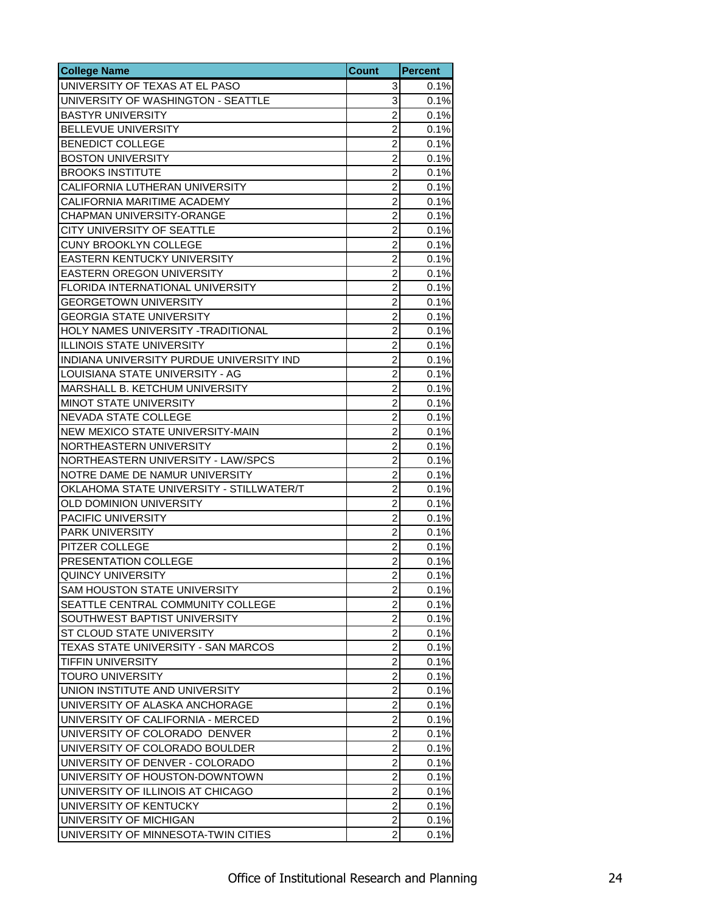| College Name | Count | Percent |
|---|---|---|
| UNIVERSITY OF TEXAS AT EL PASO | 3 | 0.1% |
| UNIVERSITY OF WASHINGTON - SEATTLE | 3 | 0.1% |
| BASTYR UNIVERSITY | 2 | 0.1% |
| BELLEVUE UNIVERSITY | 2 | 0.1% |
| BENEDICT COLLEGE | 2 | 0.1% |
| BOSTON UNIVERSITY | 2 | 0.1% |
| BROOKS INSTITUTE | 2 | 0.1% |
| CALIFORNIA LUTHERAN UNIVERSITY | 2 | 0.1% |
| CALIFORNIA MARITIME ACADEMY | 2 | 0.1% |
| CHAPMAN UNIVERSITY-ORANGE | 2 | 0.1% |
| CITY UNIVERSITY OF SEATTLE | 2 | 0.1% |
| CUNY BROOKLYN COLLEGE | 2 | 0.1% |
| EASTERN KENTUCKY UNIVERSITY | 2 | 0.1% |
| EASTERN OREGON UNIVERSITY | 2 | 0.1% |
| FLORIDA INTERNATIONAL UNIVERSITY | 2 | 0.1% |
| GEORGETOWN UNIVERSITY | 2 | 0.1% |
| GEORGIA STATE UNIVERSITY | 2 | 0.1% |
| HOLY NAMES UNIVERSITY -TRADITIONAL | 2 | 0.1% |
| ILLINOIS STATE UNIVERSITY | 2 | 0.1% |
| INDIANA UNIVERSITY PURDUE UNIVERSITY IND | 2 | 0.1% |
| LOUISIANA STATE UNIVERSITY - AG | 2 | 0.1% |
| MARSHALL B. KETCHUM UNIVERSITY | 2 | 0.1% |
| MINOT STATE UNIVERSITY | 2 | 0.1% |
| NEVADA STATE COLLEGE | 2 | 0.1% |
| NEW MEXICO STATE UNIVERSITY-MAIN | 2 | 0.1% |
| NORTHEASTERN UNIVERSITY | 2 | 0.1% |
| NORTHEASTERN UNIVERSITY - LAW/SPCS | 2 | 0.1% |
| NOTRE DAME DE NAMUR UNIVERSITY | 2 | 0.1% |
| OKLAHOMA STATE UNIVERSITY - STILLWATER/T | 2 | 0.1% |
| OLD DOMINION UNIVERSITY | 2 | 0.1% |
| PACIFIC UNIVERSITY | 2 | 0.1% |
| PARK UNIVERSITY | 2 | 0.1% |
| PITZER COLLEGE | 2 | 0.1% |
| PRESENTATION COLLEGE | 2 | 0.1% |
| QUINCY UNIVERSITY | 2 | 0.1% |
| SAM HOUSTON STATE UNIVERSITY | 2 | 0.1% |
| SEATTLE CENTRAL COMMUNITY COLLEGE | 2 | 0.1% |
| SOUTHWEST BAPTIST UNIVERSITY | 2 | 0.1% |
| ST CLOUD STATE UNIVERSITY | 2 | 0.1% |
| TEXAS STATE UNIVERSITY - SAN MARCOS | 2 | 0.1% |
| TIFFIN UNIVERSITY | 2 | 0.1% |
| TOURO UNIVERSITY | 2 | 0.1% |
| UNION INSTITUTE AND UNIVERSITY | 2 | 0.1% |
| UNIVERSITY OF ALASKA ANCHORAGE | 2 | 0.1% |
| UNIVERSITY OF CALIFORNIA - MERCED | 2 | 0.1% |
| UNIVERSITY OF COLORADO DENVER | 2 | 0.1% |
| UNIVERSITY OF COLORADO BOULDER | 2 | 0.1% |
| UNIVERSITY OF DENVER - COLORADO | 2 | 0.1% |
| UNIVERSITY OF HOUSTON-DOWNTOWN | 2 | 0.1% |
| UNIVERSITY OF ILLINOIS AT CHICAGO | 2 | 0.1% |
| UNIVERSITY OF KENTUCKY | 2 | 0.1% |
| UNIVERSITY OF MICHIGAN | 2 | 0.1% |
| UNIVERSITY OF MINNESOTA-TWIN CITIES | 2 | 0.1% |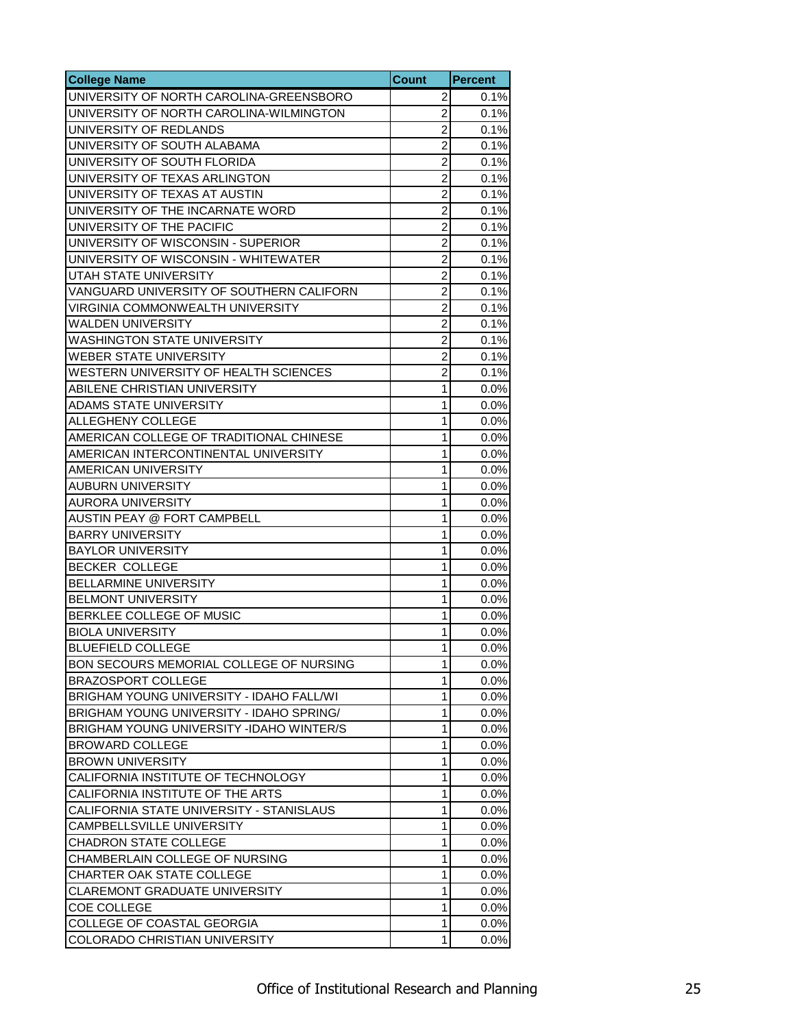| College Name | Count | Percent |
| --- | --- | --- |
| UNIVERSITY OF NORTH CAROLINA-GREENSBORO | 2 | 0.1% |
| UNIVERSITY OF NORTH CAROLINA-WILMINGTON | 2 | 0.1% |
| UNIVERSITY OF REDLANDS | 2 | 0.1% |
| UNIVERSITY OF SOUTH ALABAMA | 2 | 0.1% |
| UNIVERSITY OF SOUTH FLORIDA | 2 | 0.1% |
| UNIVERSITY OF TEXAS ARLINGTON | 2 | 0.1% |
| UNIVERSITY OF TEXAS AT AUSTIN | 2 | 0.1% |
| UNIVERSITY OF THE INCARNATE WORD | 2 | 0.1% |
| UNIVERSITY OF THE PACIFIC | 2 | 0.1% |
| UNIVERSITY OF WISCONSIN - SUPERIOR | 2 | 0.1% |
| UNIVERSITY OF WISCONSIN - WHITEWATER | 2 | 0.1% |
| UTAH STATE UNIVERSITY | 2 | 0.1% |
| VANGUARD UNIVERSITY OF SOUTHERN CALIFORN | 2 | 0.1% |
| VIRGINIA COMMONWEALTH UNIVERSITY | 2 | 0.1% |
| WALDEN UNIVERSITY | 2 | 0.1% |
| WASHINGTON STATE UNIVERSITY | 2 | 0.1% |
| WEBER STATE UNIVERSITY | 2 | 0.1% |
| WESTERN UNIVERSITY OF HEALTH SCIENCES | 2 | 0.1% |
| ABILENE CHRISTIAN UNIVERSITY | 1 | 0.0% |
| ADAMS STATE UNIVERSITY | 1 | 0.0% |
| ALLEGHENY COLLEGE | 1 | 0.0% |
| AMERICAN COLLEGE OF TRADITIONAL CHINESE | 1 | 0.0% |
| AMERICAN INTERCONTINENTAL UNIVERSITY | 1 | 0.0% |
| AMERICAN UNIVERSITY | 1 | 0.0% |
| AUBURN UNIVERSITY | 1 | 0.0% |
| AURORA UNIVERSITY | 1 | 0.0% |
| AUSTIN PEAY @ FORT CAMPBELL | 1 | 0.0% |
| BARRY UNIVERSITY | 1 | 0.0% |
| BAYLOR UNIVERSITY | 1 | 0.0% |
| BECKER  COLLEGE | 1 | 0.0% |
| BELLARMINE UNIVERSITY | 1 | 0.0% |
| BELMONT UNIVERSITY | 1 | 0.0% |
| BERKLEE COLLEGE OF MUSIC | 1 | 0.0% |
| BIOLA UNIVERSITY | 1 | 0.0% |
| BLUEFIELD COLLEGE | 1 | 0.0% |
| BON SECOURS MEMORIAL COLLEGE OF NURSING | 1 | 0.0% |
| BRAZOSPORT COLLEGE | 1 | 0.0% |
| BRIGHAM YOUNG UNIVERSITY - IDAHO FALL/WI | 1 | 0.0% |
| BRIGHAM YOUNG UNIVERSITY - IDAHO SPRING/ | 1 | 0.0% |
| BRIGHAM YOUNG UNIVERSITY -IDAHO WINTER/S | 1 | 0.0% |
| BROWARD COLLEGE | 1 | 0.0% |
| BROWN UNIVERSITY | 1 | 0.0% |
| CALIFORNIA INSTITUTE OF TECHNOLOGY | 1 | 0.0% |
| CALIFORNIA INSTITUTE OF THE ARTS | 1 | 0.0% |
| CALIFORNIA STATE UNIVERSITY - STANISLAUS | 1 | 0.0% |
| CAMPBELLSVILLE UNIVERSITY | 1 | 0.0% |
| CHADRON STATE COLLEGE | 1 | 0.0% |
| CHAMBERLAIN COLLEGE OF NURSING | 1 | 0.0% |
| CHARTER OAK STATE COLLEGE | 1 | 0.0% |
| CLAREMONT GRADUATE UNIVERSITY | 1 | 0.0% |
| COE COLLEGE | 1 | 0.0% |
| COLLEGE OF COASTAL GEORGIA | 1 | 0.0% |
| COLORADO CHRISTIAN UNIVERSITY | 1 | 0.0% |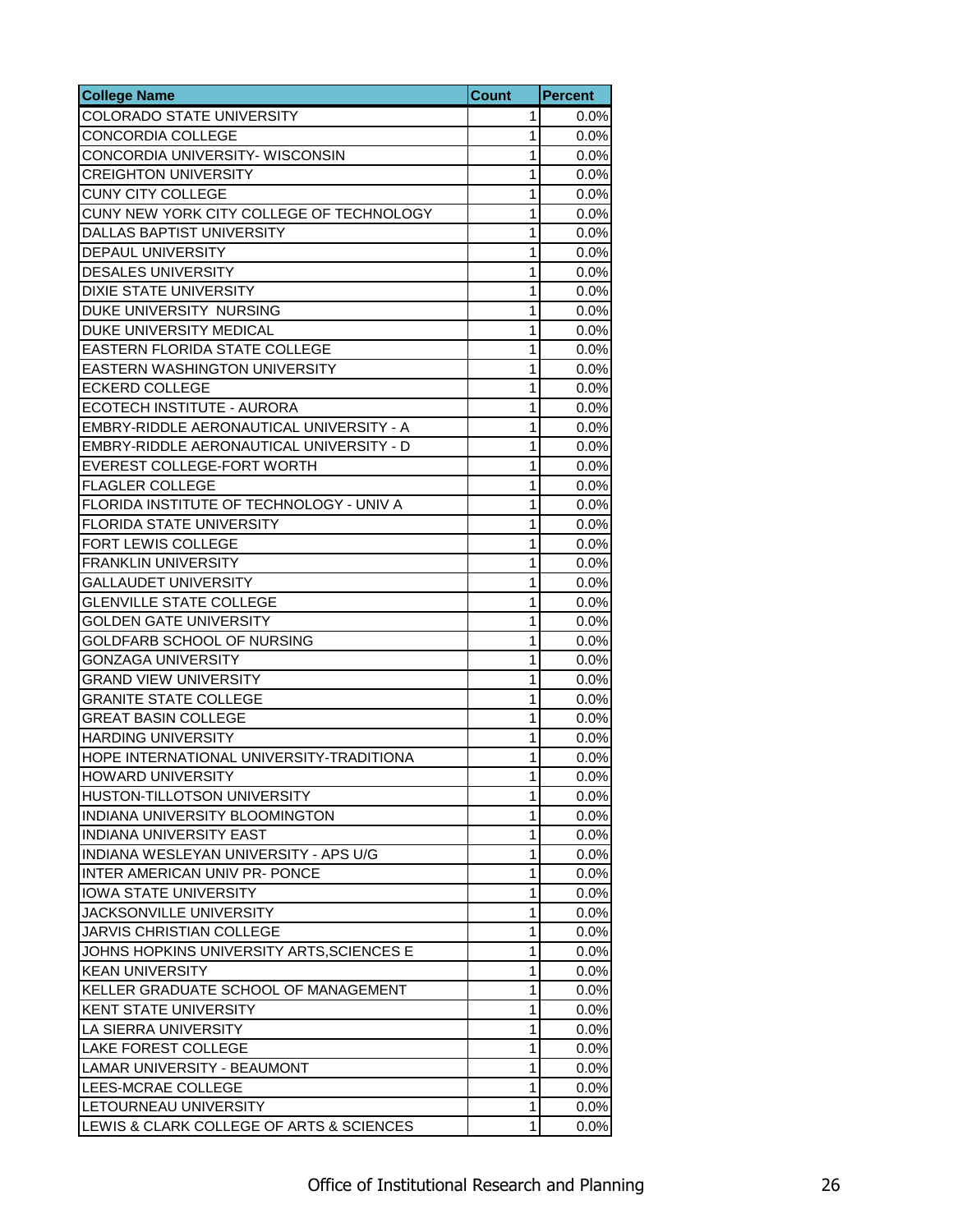| College Name | Count | Percent |
|---|---|---|
| COLORADO STATE UNIVERSITY | 1 | 0.0% |
| CONCORDIA COLLEGE | 1 | 0.0% |
| CONCORDIA UNIVERSITY- WISCONSIN | 1 | 0.0% |
| CREIGHTON UNIVERSITY | 1 | 0.0% |
| CUNY CITY COLLEGE | 1 | 0.0% |
| CUNY NEW YORK CITY COLLEGE OF TECHNOLOGY | 1 | 0.0% |
| DALLAS BAPTIST UNIVERSITY | 1 | 0.0% |
| DEPAUL UNIVERSITY | 1 | 0.0% |
| DESALES UNIVERSITY | 1 | 0.0% |
| DIXIE STATE UNIVERSITY | 1 | 0.0% |
| DUKE UNIVERSITY NURSING | 1 | 0.0% |
| DUKE UNIVERSITY MEDICAL | 1 | 0.0% |
| EASTERN FLORIDA STATE COLLEGE | 1 | 0.0% |
| EASTERN WASHINGTON UNIVERSITY | 1 | 0.0% |
| ECKERD COLLEGE | 1 | 0.0% |
| ECOTECH INSTITUTE - AURORA | 1 | 0.0% |
| EMBRY-RIDDLE AERONAUTICAL UNIVERSITY - A | 1 | 0.0% |
| EMBRY-RIDDLE AERONAUTICAL UNIVERSITY - D | 1 | 0.0% |
| EVEREST COLLEGE-FORT WORTH | 1 | 0.0% |
| FLAGLER COLLEGE | 1 | 0.0% |
| FLORIDA INSTITUTE OF TECHNOLOGY - UNIV A | 1 | 0.0% |
| FLORIDA STATE UNIVERSITY | 1 | 0.0% |
| FORT LEWIS COLLEGE | 1 | 0.0% |
| FRANKLIN UNIVERSITY | 1 | 0.0% |
| GALLAUDET UNIVERSITY | 1 | 0.0% |
| GLENVILLE STATE COLLEGE | 1 | 0.0% |
| GOLDEN GATE UNIVERSITY | 1 | 0.0% |
| GOLDFARB SCHOOL OF NURSING | 1 | 0.0% |
| GONZAGA UNIVERSITY | 1 | 0.0% |
| GRAND VIEW UNIVERSITY | 1 | 0.0% |
| GRANITE STATE COLLEGE | 1 | 0.0% |
| GREAT BASIN COLLEGE | 1 | 0.0% |
| HARDING UNIVERSITY | 1 | 0.0% |
| HOPE INTERNATIONAL UNIVERSITY-TRADITIONA | 1 | 0.0% |
| HOWARD UNIVERSITY | 1 | 0.0% |
| HUSTON-TILLOTSON UNIVERSITY | 1 | 0.0% |
| INDIANA UNIVERSITY BLOOMINGTON | 1 | 0.0% |
| INDIANA UNIVERSITY EAST | 1 | 0.0% |
| INDIANA WESLEYAN UNIVERSITY - APS U/G | 1 | 0.0% |
| INTER AMERICAN UNIV PR- PONCE | 1 | 0.0% |
| IOWA STATE UNIVERSITY | 1 | 0.0% |
| JACKSONVILLE UNIVERSITY | 1 | 0.0% |
| JARVIS CHRISTIAN COLLEGE | 1 | 0.0% |
| JOHNS HOPKINS UNIVERSITY ARTS,SCIENCES E | 1 | 0.0% |
| KEAN UNIVERSITY | 1 | 0.0% |
| KELLER GRADUATE SCHOOL OF MANAGEMENT | 1 | 0.0% |
| KENT STATE UNIVERSITY | 1 | 0.0% |
| LA SIERRA UNIVERSITY | 1 | 0.0% |
| LAKE FOREST COLLEGE | 1 | 0.0% |
| LAMAR UNIVERSITY - BEAUMONT | 1 | 0.0% |
| LEES-MCRAE COLLEGE | 1 | 0.0% |
| LETOURNEAU UNIVERSITY | 1 | 0.0% |
| LEWIS & CLARK COLLEGE OF ARTS & SCIENCES | 1 | 0.0% |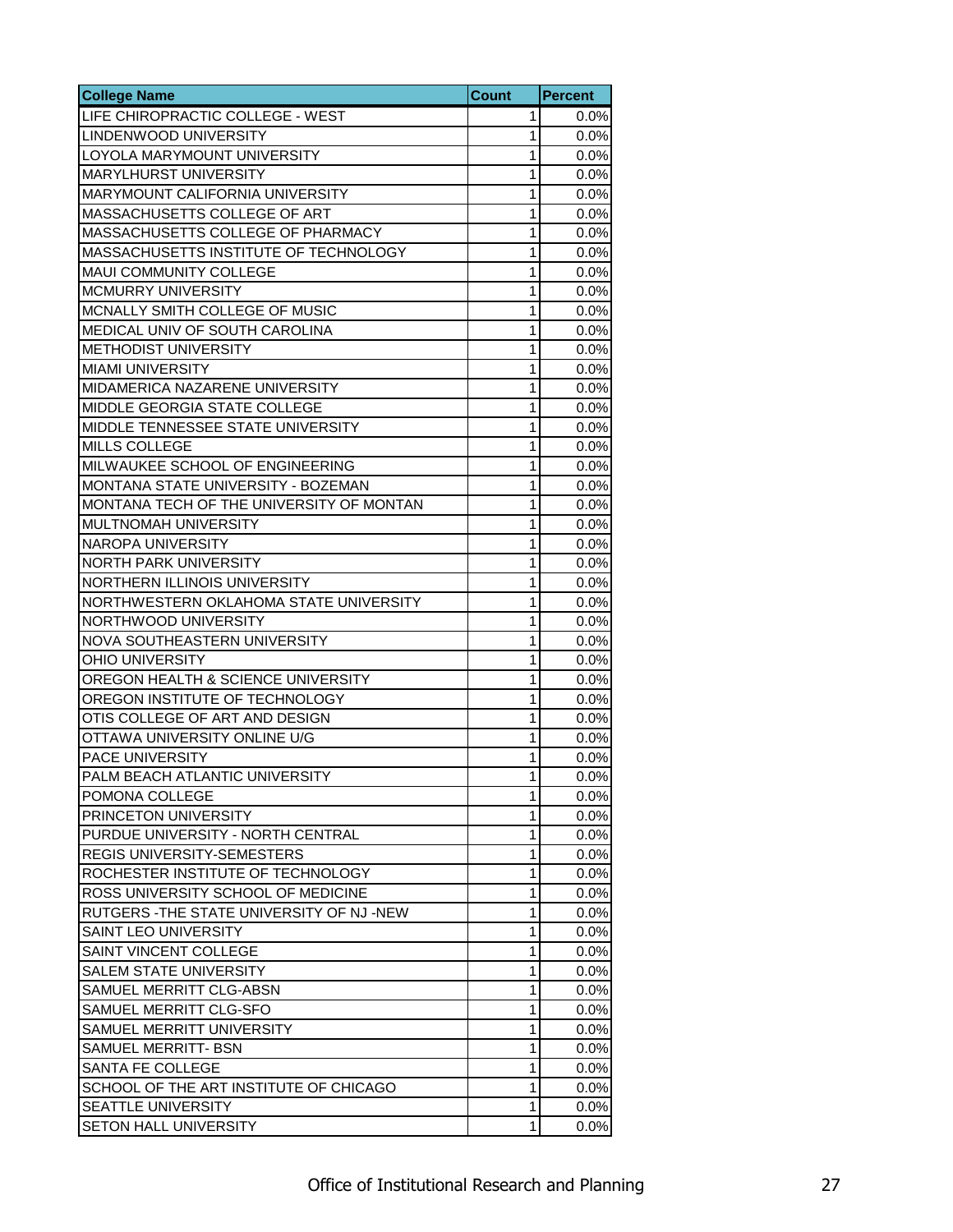| College Name | Count | Percent |
|---|---|---|
| LIFE CHIROPRACTIC COLLEGE - WEST | 1 | 0.0% |
| LINDENWOOD UNIVERSITY | 1 | 0.0% |
| LOYOLA MARYMOUNT UNIVERSITY | 1 | 0.0% |
| MARYLHURST UNIVERSITY | 1 | 0.0% |
| MARYMOUNT CALIFORNIA UNIVERSITY | 1 | 0.0% |
| MASSACHUSETTS COLLEGE OF ART | 1 | 0.0% |
| MASSACHUSETTS COLLEGE OF PHARMACY | 1 | 0.0% |
| MASSACHUSETTS INSTITUTE OF TECHNOLOGY | 1 | 0.0% |
| MAUI COMMUNITY COLLEGE | 1 | 0.0% |
| MCMURRY UNIVERSITY | 1 | 0.0% |
| MCNALLY SMITH COLLEGE OF MUSIC | 1 | 0.0% |
| MEDICAL UNIV OF SOUTH CAROLINA | 1 | 0.0% |
| METHODIST UNIVERSITY | 1 | 0.0% |
| MIAMI UNIVERSITY | 1 | 0.0% |
| MIDAMERICA NAZARENE UNIVERSITY | 1 | 0.0% |
| MIDDLE GEORGIA STATE COLLEGE | 1 | 0.0% |
| MIDDLE TENNESSEE STATE UNIVERSITY | 1 | 0.0% |
| MILLS COLLEGE | 1 | 0.0% |
| MILWAUKEE SCHOOL OF ENGINEERING | 1 | 0.0% |
| MONTANA STATE UNIVERSITY - BOZEMAN | 1 | 0.0% |
| MONTANA TECH OF THE UNIVERSITY OF MONTAN | 1 | 0.0% |
| MULTNOMAH UNIVERSITY | 1 | 0.0% |
| NAROPA UNIVERSITY | 1 | 0.0% |
| NORTH PARK UNIVERSITY | 1 | 0.0% |
| NORTHERN ILLINOIS UNIVERSITY | 1 | 0.0% |
| NORTHWESTERN OKLAHOMA STATE UNIVERSITY | 1 | 0.0% |
| NORTHWOOD UNIVERSITY | 1 | 0.0% |
| NOVA SOUTHEASTERN UNIVERSITY | 1 | 0.0% |
| OHIO UNIVERSITY | 1 | 0.0% |
| OREGON HEALTH & SCIENCE UNIVERSITY | 1 | 0.0% |
| OREGON INSTITUTE OF TECHNOLOGY | 1 | 0.0% |
| OTIS COLLEGE OF ART AND DESIGN | 1 | 0.0% |
| OTTAWA UNIVERSITY ONLINE U/G | 1 | 0.0% |
| PACE UNIVERSITY | 1 | 0.0% |
| PALM BEACH ATLANTIC UNIVERSITY | 1 | 0.0% |
| POMONA COLLEGE | 1 | 0.0% |
| PRINCETON UNIVERSITY | 1 | 0.0% |
| PURDUE UNIVERSITY - NORTH CENTRAL | 1 | 0.0% |
| REGIS UNIVERSITY-SEMESTERS | 1 | 0.0% |
| ROCHESTER INSTITUTE OF TECHNOLOGY | 1 | 0.0% |
| ROSS UNIVERSITY SCHOOL OF MEDICINE | 1 | 0.0% |
| RUTGERS -THE STATE UNIVERSITY OF NJ -NEW | 1 | 0.0% |
| SAINT LEO UNIVERSITY | 1 | 0.0% |
| SAINT VINCENT COLLEGE | 1 | 0.0% |
| SALEM STATE UNIVERSITY | 1 | 0.0% |
| SAMUEL MERRITT CLG-ABSN | 1 | 0.0% |
| SAMUEL MERRITT CLG-SFO | 1 | 0.0% |
| SAMUEL MERRITT UNIVERSITY | 1 | 0.0% |
| SAMUEL MERRITT- BSN | 1 | 0.0% |
| SANTA FE COLLEGE | 1 | 0.0% |
| SCHOOL OF THE ART INSTITUTE OF CHICAGO | 1 | 0.0% |
| SEATTLE UNIVERSITY | 1 | 0.0% |
| SETON HALL UNIVERSITY | 1 | 0.0% |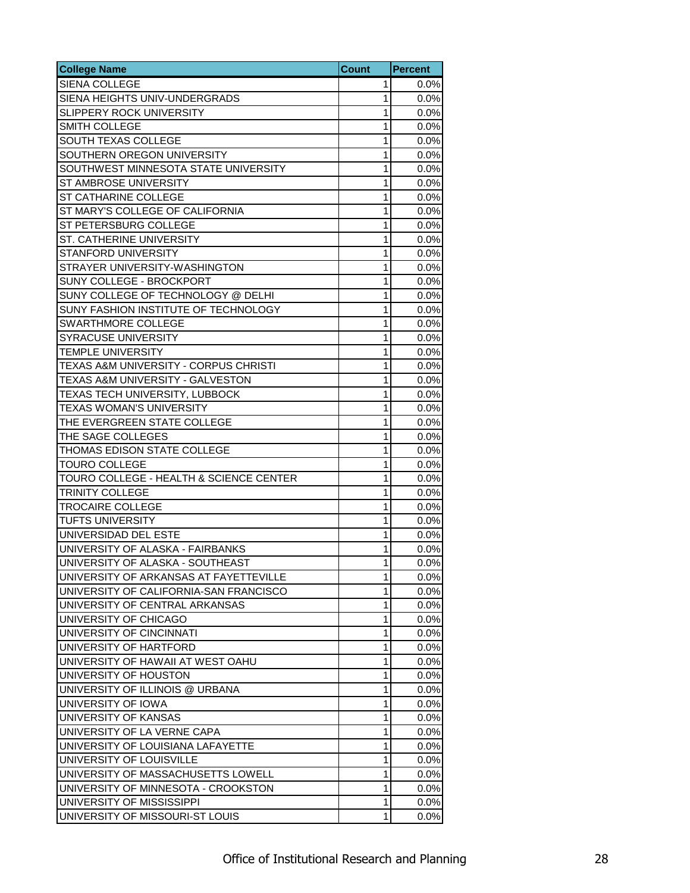| College Name | Count | Percent |
| --- | --- | --- |
| SIENA COLLEGE | 1 | 0.0% |
| SIENA HEIGHTS UNIV-UNDERGRADS | 1 | 0.0% |
| SLIPPERY ROCK UNIVERSITY | 1 | 0.0% |
| SMITH COLLEGE | 1 | 0.0% |
| SOUTH TEXAS COLLEGE | 1 | 0.0% |
| SOUTHERN OREGON UNIVERSITY | 1 | 0.0% |
| SOUTHWEST MINNESOTA STATE UNIVERSITY | 1 | 0.0% |
| ST AMBROSE UNIVERSITY | 1 | 0.0% |
| ST CATHARINE COLLEGE | 1 | 0.0% |
| ST MARY'S COLLEGE OF CALIFORNIA | 1 | 0.0% |
| ST PETERSBURG COLLEGE | 1 | 0.0% |
| ST. CATHERINE UNIVERSITY | 1 | 0.0% |
| STANFORD UNIVERSITY | 1 | 0.0% |
| STRAYER UNIVERSITY-WASHINGTON | 1 | 0.0% |
| SUNY COLLEGE - BROCKPORT | 1 | 0.0% |
| SUNY COLLEGE OF TECHNOLOGY @ DELHI | 1 | 0.0% |
| SUNY FASHION INSTITUTE OF TECHNOLOGY | 1 | 0.0% |
| SWARTHMORE COLLEGE | 1 | 0.0% |
| SYRACUSE UNIVERSITY | 1 | 0.0% |
| TEMPLE UNIVERSITY | 1 | 0.0% |
| TEXAS A&M UNIVERSITY - CORPUS CHRISTI | 1 | 0.0% |
| TEXAS A&M UNIVERSITY - GALVESTON | 1 | 0.0% |
| TEXAS TECH UNIVERSITY, LUBBOCK | 1 | 0.0% |
| TEXAS WOMAN'S UNIVERSITY | 1 | 0.0% |
| THE EVERGREEN STATE COLLEGE | 1 | 0.0% |
| THE SAGE COLLEGES | 1 | 0.0% |
| THOMAS EDISON STATE COLLEGE | 1 | 0.0% |
| TOURO COLLEGE | 1 | 0.0% |
| TOURO COLLEGE - HEALTH & SCIENCE CENTER | 1 | 0.0% |
| TRINITY COLLEGE | 1 | 0.0% |
| TROCAIRE COLLEGE | 1 | 0.0% |
| TUFTS UNIVERSITY | 1 | 0.0% |
| UNIVERSIDAD DEL ESTE | 1 | 0.0% |
| UNIVERSITY OF ALASKA - FAIRBANKS | 1 | 0.0% |
| UNIVERSITY OF ALASKA - SOUTHEAST | 1 | 0.0% |
| UNIVERSITY OF ARKANSAS AT FAYETTEVILLE | 1 | 0.0% |
| UNIVERSITY OF CALIFORNIA-SAN FRANCISCO | 1 | 0.0% |
| UNIVERSITY OF CENTRAL ARKANSAS | 1 | 0.0% |
| UNIVERSITY OF CHICAGO | 1 | 0.0% |
| UNIVERSITY OF CINCINNATI | 1 | 0.0% |
| UNIVERSITY OF HARTFORD | 1 | 0.0% |
| UNIVERSITY OF HAWAII AT WEST OAHU | 1 | 0.0% |
| UNIVERSITY OF HOUSTON | 1 | 0.0% |
| UNIVERSITY OF ILLINOIS @ URBANA | 1 | 0.0% |
| UNIVERSITY OF IOWA | 1 | 0.0% |
| UNIVERSITY OF KANSAS | 1 | 0.0% |
| UNIVERSITY OF LA VERNE CAPA | 1 | 0.0% |
| UNIVERSITY OF LOUISIANA LAFAYETTE | 1 | 0.0% |
| UNIVERSITY OF LOUISVILLE | 1 | 0.0% |
| UNIVERSITY OF MASSACHUSETTS LOWELL | 1 | 0.0% |
| UNIVERSITY OF MINNESOTA - CROOKSTON | 1 | 0.0% |
| UNIVERSITY OF MISSISSIPPI | 1 | 0.0% |
| UNIVERSITY OF MISSOURI-ST LOUIS | 1 | 0.0% |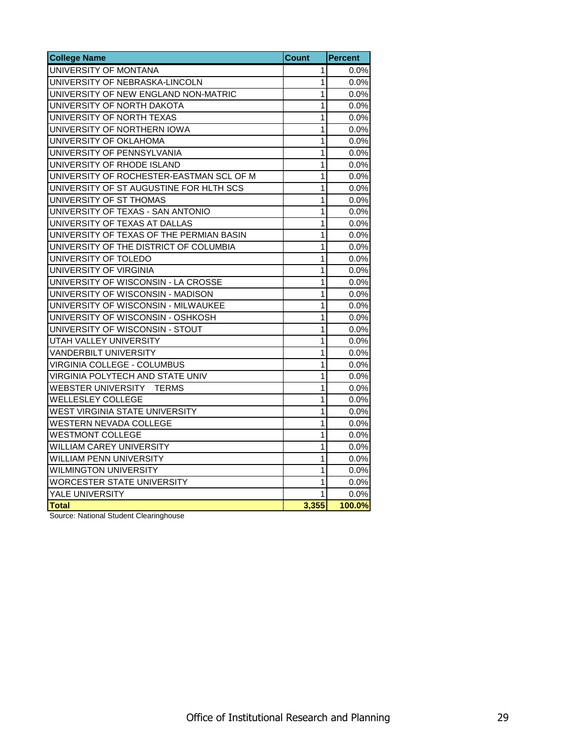| College Name | Count | Percent |
|---|---|---|
| UNIVERSITY OF MONTANA | 1 | 0.0% |
| UNIVERSITY OF NEBRASKA-LINCOLN | 1 | 0.0% |
| UNIVERSITY OF NEW ENGLAND NON-MATRIC | 1 | 0.0% |
| UNIVERSITY OF NORTH DAKOTA | 1 | 0.0% |
| UNIVERSITY OF NORTH TEXAS | 1 | 0.0% |
| UNIVERSITY OF NORTHERN IOWA | 1 | 0.0% |
| UNIVERSITY OF OKLAHOMA | 1 | 0.0% |
| UNIVERSITY OF PENNSYLVANIA | 1 | 0.0% |
| UNIVERSITY OF RHODE ISLAND | 1 | 0.0% |
| UNIVERSITY OF ROCHESTER-EASTMAN SCL OF M | 1 | 0.0% |
| UNIVERSITY OF ST AUGUSTINE FOR HLTH SCS | 1 | 0.0% |
| UNIVERSITY OF ST THOMAS | 1 | 0.0% |
| UNIVERSITY OF TEXAS - SAN ANTONIO | 1 | 0.0% |
| UNIVERSITY OF TEXAS AT DALLAS | 1 | 0.0% |
| UNIVERSITY OF TEXAS OF THE PERMIAN BASIN | 1 | 0.0% |
| UNIVERSITY OF THE DISTRICT OF COLUMBIA | 1 | 0.0% |
| UNIVERSITY OF TOLEDO | 1 | 0.0% |
| UNIVERSITY OF VIRGINIA | 1 | 0.0% |
| UNIVERSITY OF WISCONSIN - LA CROSSE | 1 | 0.0% |
| UNIVERSITY OF WISCONSIN - MADISON | 1 | 0.0% |
| UNIVERSITY OF WISCONSIN - MILWAUKEE | 1 | 0.0% |
| UNIVERSITY OF WISCONSIN - OSHKOSH | 1 | 0.0% |
| UNIVERSITY OF WISCONSIN - STOUT | 1 | 0.0% |
| UTAH VALLEY UNIVERSITY | 1 | 0.0% |
| VANDERBILT UNIVERSITY | 1 | 0.0% |
| VIRGINIA COLLEGE - COLUMBUS | 1 | 0.0% |
| VIRGINIA POLYTECH AND STATE UNIV | 1 | 0.0% |
| WEBSTER UNIVERSITY TERMS | 1 | 0.0% |
| WELLESLEY COLLEGE | 1 | 0.0% |
| WEST VIRGINIA STATE UNIVERSITY | 1 | 0.0% |
| WESTERN NEVADA COLLEGE | 1 | 0.0% |
| WESTMONT COLLEGE | 1 | 0.0% |
| WILLIAM CAREY UNIVERSITY | 1 | 0.0% |
| WILLIAM PENN UNIVERSITY | 1 | 0.0% |
| WILMINGTON UNIVERSITY | 1 | 0.0% |
| WORCESTER STATE UNIVERSITY | 1 | 0.0% |
| YALE UNIVERSITY | 1 | 0.0% |
| **Total** | **3,355** | **100.0%** |

Source: National Student Clearinghouse